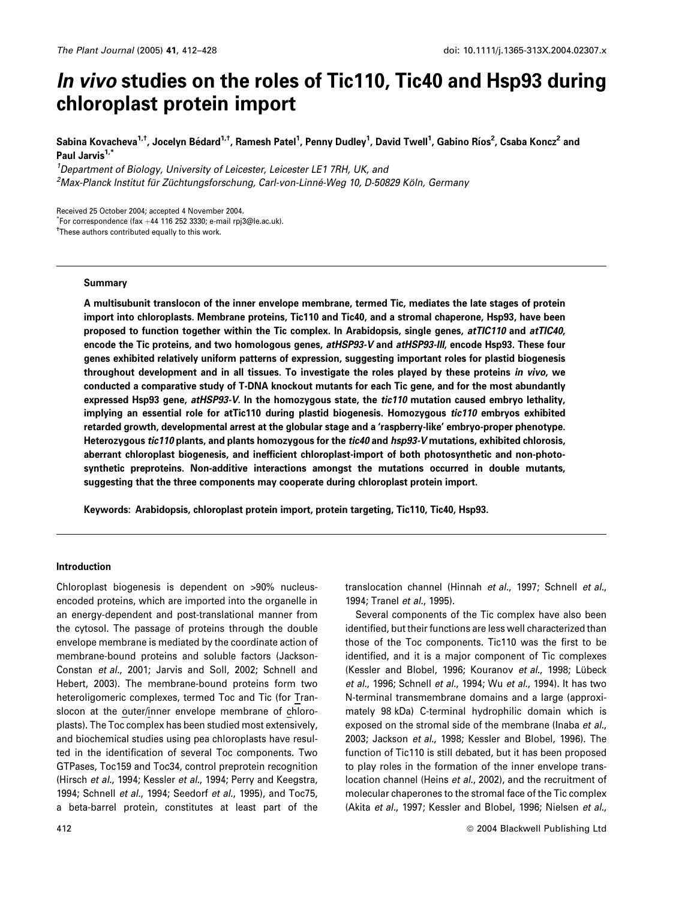# *In vivo* studies on the roles of Tic110, Tic40 and Hsp93 during chloroplast protein import

Sabina Kovacheva[1,†], Jocelyn Bédard[1,†], Ramesh Patel[1], Penny Dudley[1], David Twell[1], Gabino Ríos[2], Csaba Koncz[2] and Paul Jarvis[1,*]

[1]Department of Biology, University of Leicester, Leicester LE1 7RH, UK, and
[2]Max-Planck Institut für Züchtungsforschung, Carl-von-Linné-Weg 10, D-50829 Köln, Germany

Received 25 October 2004; accepted 4 November 2004.
*For correspondence (fax +44 116 252 3330; e-mail rpj3@le.ac.uk).
†These authors contributed equally to this work.

## Summary

**A multisubunit translocon of the inner envelope membrane, termed Tic, mediates the late stages of protein import into chloroplasts. Membrane proteins, Tic110 and Tic40, and a stromal chaperone, Hsp93, have been proposed to function together within the Tic complex. In Arabidopsis, single genes, *atTIC110* and *atTIC40*, encode the Tic proteins, and two homologous genes, *atHSP93-V* and *atHSP93-III*, encode Hsp93. These four genes exhibited relatively uniform patterns of expression, suggesting important roles for plastid biogenesis throughout development and in all tissues. To investigate the roles played by these proteins *in vivo*, we conducted a comparative study of T-DNA knockout mutants for each Tic gene, and for the most abundantly expressed Hsp93 gene, *atHSP93-V*. In the homozygous state, the *tic110* mutation caused embryo lethality, implying an essential role for atTic110 during plastid biogenesis. Homozygous *tic110* embryos exhibited retarded growth, developmental arrest at the globular stage and a 'raspberry-like' embryo-proper phenotype. Heterozygous *tic110* plants, and plants homozygous for the *tic40* and *hsp93-V* mutations, exhibited chlorosis, aberrant chloroplast biogenesis, and inefficient chloroplast-import of both photosynthetic and non-photosynthetic preproteins. Non-additive interactions amongst the mutations occurred in double mutants, suggesting that the three components may cooperate during chloroplast protein import.**

**Keywords: Arabidopsis, chloroplast protein import, protein targeting, Tic110, Tic40, Hsp93.**

## Introduction

Chloroplast biogenesis is dependent on >90% nucleus-encoded proteins, which are imported into the organelle in an energy-dependent and post-translational manner from the cytosol. The passage of proteins through the double envelope membrane is mediated by the coordinate action of membrane-bound proteins and soluble factors (Jackson-Constan *et al*., 2001; Jarvis and Soll, 2002; Schnell and Hebert, 2003). The membrane-bound proteins form two heteroligomeric complexes, termed Toc and Tic (for Translocon at the outer/inner envelope membrane of chloroplasts). The Toc complex has been studied most extensively, and biochemical studies using pea chloroplasts have resulted in the identification of several Toc components. Two GTPases, Toc159 and Toc34, control preprotein recognition (Hirsch *et al*., 1994; Kessler *et al*., 1994; Perry and Keegstra, 1994; Schnell *et al*., 1994; Seedorf *et al*., 1995), and Toc75, a beta-barrel protein, constitutes at least part of the translocation channel (Hinnah *et al*., 1997; Schnell *et al*., 1994; Tranel *et al*., 1995).

Several components of the Tic complex have also been identified, but their functions are less well characterized than those of the Toc components. Tic110 was the first to be identified, and it is a major component of Tic complexes (Kessler and Blobel, 1996; Kouranov *et al*., 1998; Lübeck *et al*., 1996; Schnell *et al*., 1994; Wu *et al*., 1994). It has two N-terminal transmembrane domains and a large (approximately 98 kDa) C-terminal hydrophilic domain which is exposed on the stromal side of the membrane (Inaba *et al*., 2003; Jackson *et al*., 1998; Kessler and Blobel, 1996). The function of Tic110 is still debated, but it has been proposed to play roles in the formation of the inner envelope translocation channel (Heins *et al*., 2002), and the recruitment of molecular chaperones to the stromal face of the Tic complex (Akita *et al*., 1997; Kessler and Blobel, 1996; Nielsen *et al*.,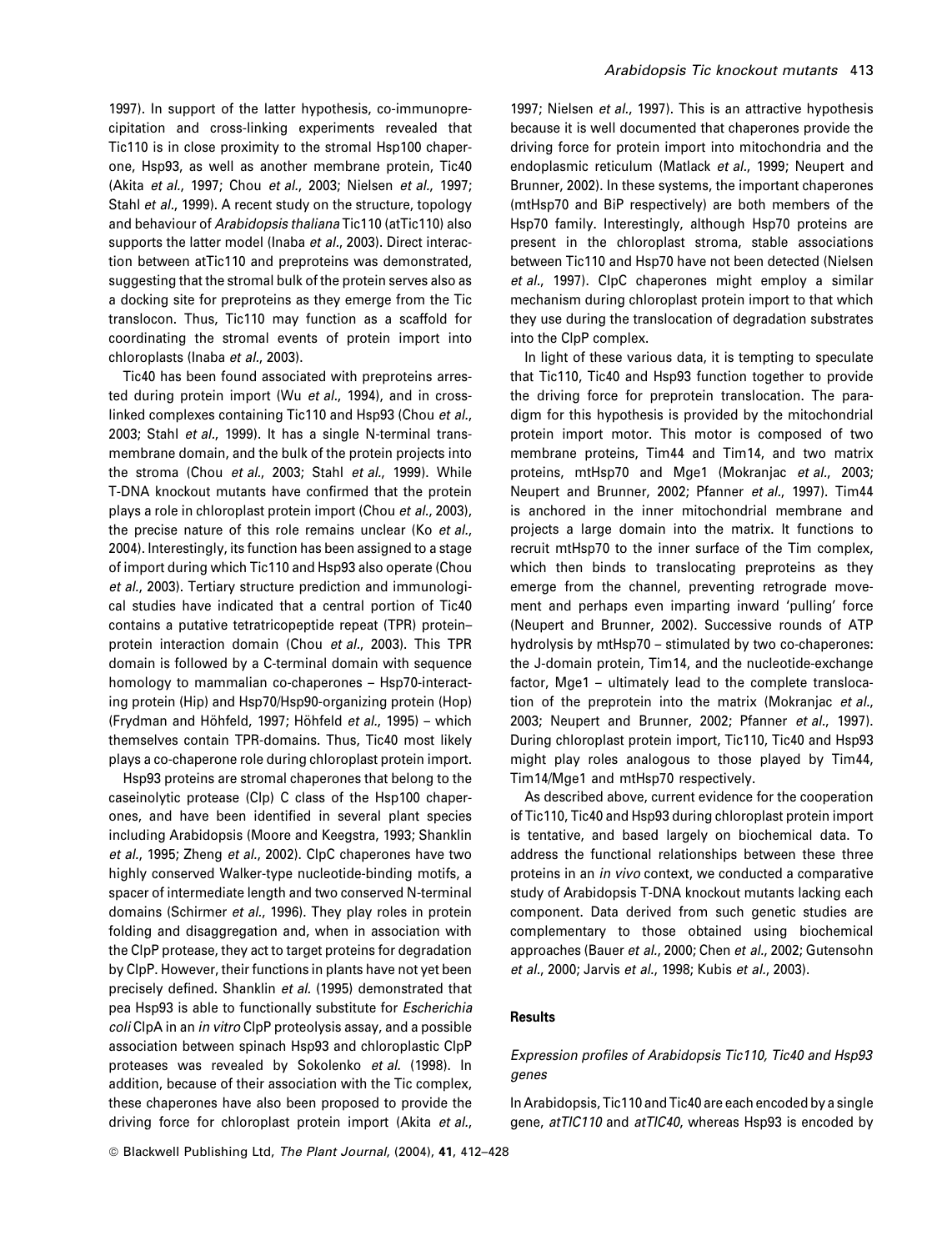1997). In support of the latter hypothesis, co-immunoprecipitation and cross-linking experiments revealed that Tic110 is in close proximity to the stromal Hsp100 chaperone, Hsp93, as well as another membrane protein, Tic40 (Akita *et al.*, 1997; Chou *et al.*, 2003; Nielsen *et al.*, 1997; Stahl *et al.*, 1999). A recent study on the structure, topology and behaviour of *Arabidopsis thaliana* Tic110 (atTic110) also supports the latter model (Inaba *et al.*, 2003). Direct interaction between atTic110 and preproteins was demonstrated, suggesting that the stromal bulk of the protein serves also as a docking site for preproteins as they emerge from the Tic translocon. Thus, Tic110 may function as a scaffold for coordinating the stromal events of protein import into chloroplasts (Inaba *et al.*, 2003).

Tic40 has been found associated with preproteins arrested during protein import (Wu *et al.*, 1994), and in cross-linked complexes containing Tic110 and Hsp93 (Chou *et al.*, 2003; Stahl *et al.*, 1999). It has a single N-terminal transmembrane domain, and the bulk of the protein projects into the stroma (Chou *et al.*, 2003; Stahl *et al.*, 1999). While T-DNA knockout mutants have confirmed that the protein plays a role in chloroplast protein import (Chou *et al.*, 2003), the precise nature of this role remains unclear (Ko *et al.*, 2004). Interestingly, its function has been assigned to a stage of import during which Tic110 and Hsp93 also operate (Chou *et al.*, 2003). Tertiary structure prediction and immunological studies have indicated that a central portion of Tic40 contains a putative tetratricopeptide repeat (TPR) protein–protein interaction domain (Chou *et al.*, 2003). This TPR domain is followed by a C-terminal domain with sequence homology to mammalian co-chaperones – Hsp70-interacting protein (Hip) and Hsp70/Hsp90-organizing protein (Hop) (Frydman and Höhfeld, 1997; Höhfeld *et al.*, 1995) – which themselves contain TPR-domains. Thus, Tic40 most likely plays a co-chaperone role during chloroplast protein import.

Hsp93 proteins are stromal chaperones that belong to the caseinolytic protease (Clp) C class of the Hsp100 chaperones, and have been identified in several plant species including Arabidopsis (Moore and Keegstra, 1993; Shanklin *et al.*, 1995; Zheng *et al.*, 2002). ClpC chaperones have two highly conserved Walker-type nucleotide-binding motifs, a spacer of intermediate length and two conserved N-terminal domains (Schirmer *et al.*, 1996). They play roles in protein folding and disaggregation and, when in association with the ClpP protease, they act to target proteins for degradation by ClpP. However, their functions in plants have not yet been precisely defined. Shanklin *et al.* (1995) demonstrated that pea Hsp93 is able to functionally substitute for *Escherichia coli* ClpA in an *in vitro* ClpP proteolysis assay, and a possible association between spinach Hsp93 and chloroplastic ClpP proteases was revealed by Sokolenko *et al.* (1998). In addition, because of their association with the Tic complex, these chaperones have also been proposed to provide the driving force for chloroplast protein import (Akita *et al.*, 1997; Nielsen *et al.*, 1997). This is an attractive hypothesis because it is well documented that chaperones provide the driving force for protein import into mitochondria and the endoplasmic reticulum (Matlack *et al.*, 1999; Neupert and Brunner, 2002). In these systems, the important chaperones (mtHsp70 and BiP respectively) are both members of the Hsp70 family. Interestingly, although Hsp70 proteins are present in the chloroplast stroma, stable associations between Tic110 and Hsp70 have not been detected (Nielsen *et al.*, 1997). ClpC chaperones might employ a similar mechanism during chloroplast protein import to that which they use during the translocation of degradation substrates into the ClpP complex.

In light of these various data, it is tempting to speculate that Tic110, Tic40 and Hsp93 function together to provide the driving force for preprotein translocation. The paradigm for this hypothesis is provided by the mitochondrial protein import motor. This motor is composed of two membrane proteins, Tim44 and Tim14, and two matrix proteins, mtHsp70 and Mge1 (Mokranjac *et al.*, 2003; Neupert and Brunner, 2002; Pfanner *et al.*, 1997). Tim44 is anchored in the inner mitochondrial membrane and projects a large domain into the matrix. It functions to recruit mtHsp70 to the inner surface of the Tim complex, which then binds to translocating preproteins as they emerge from the channel, preventing retrograde movement and perhaps even imparting inward 'pulling' force (Neupert and Brunner, 2002). Successive rounds of ATP hydrolysis by mtHsp70 – stimulated by two co-chaperones: the J-domain protein, Tim14, and the nucleotide-exchange factor, Mge1 – ultimately lead to the complete translocation of the preprotein into the matrix (Mokranjac *et al.*, 2003; Neupert and Brunner, 2002; Pfanner *et al.*, 1997). During chloroplast protein import, Tic110, Tic40 and Hsp93 might play roles analogous to those played by Tim44, Tim14/Mge1 and mtHsp70 respectively.

As described above, current evidence for the cooperation of Tic110, Tic40 and Hsp93 during chloroplast protein import is tentative, and based largely on biochemical data. To address the functional relationships between these three proteins in an *in vivo* context, we conducted a comparative study of Arabidopsis T-DNA knockout mutants lacking each component. Data derived from such genetic studies are complementary to those obtained using biochemical approaches (Bauer *et al.*, 2000; Chen *et al.*, 2002; Gutensohn *et al.*, 2000; Jarvis *et al.*, 1998; Kubis *et al.*, 2003).

## Results

### *Expression profiles of Arabidopsis Tic110, Tic40 and Hsp93 genes*

In Arabidopsis, Tic110 and Tic40 are each encoded by a single gene, *atTIC110* and *atTIC40*, whereas Hsp93 is encoded by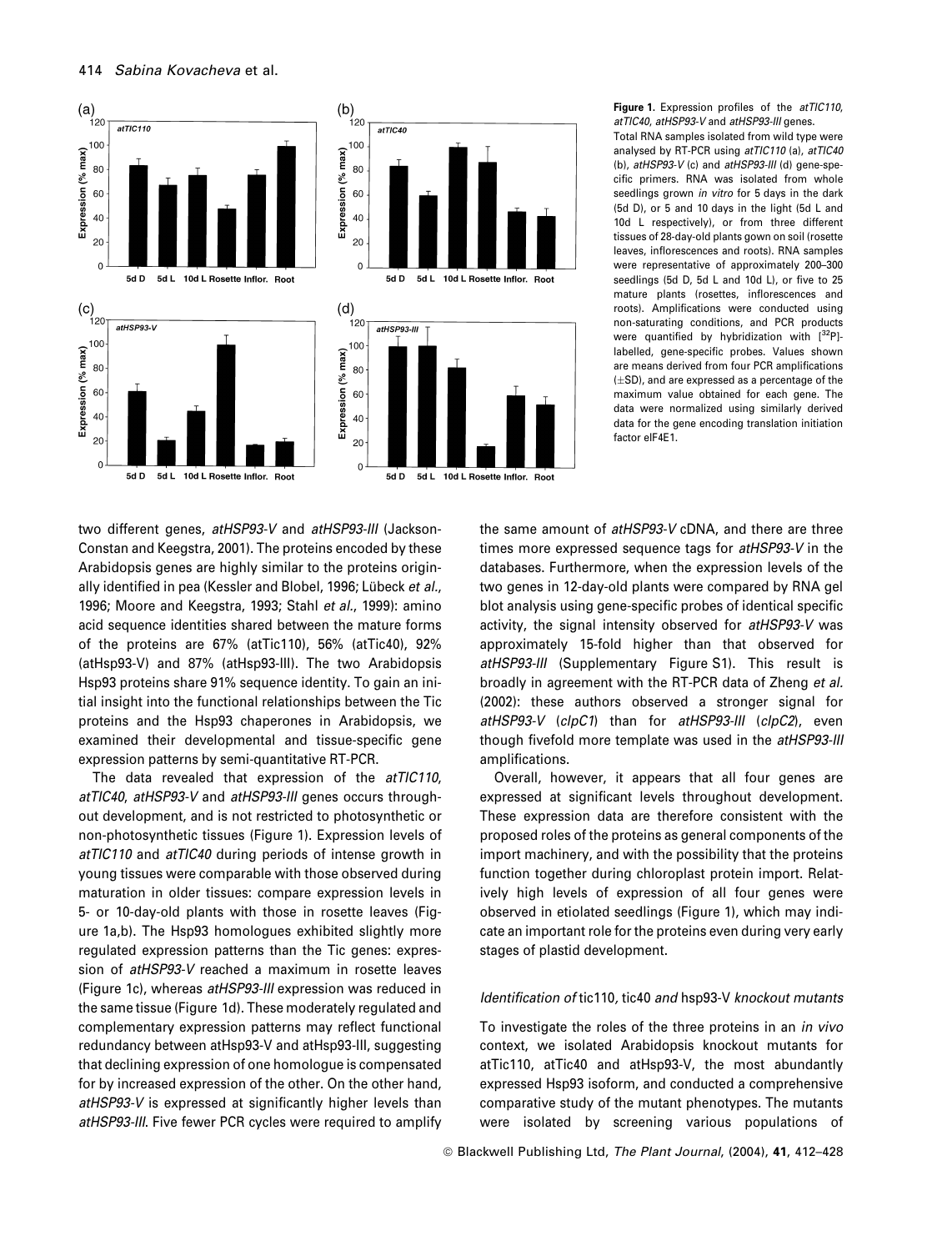**Figure 1.** Expression profiles of the *atTIC110*, *atTIC40*, *atHSP93-V* and *atHSP93-III* genes.

Total RNA samples isolated from wild type were analysed by RT-PCR using *atTIC110* (a), *atTIC40* (b), *atHSP93-V* (c) and *atHSP93-III* (d) gene-specific primers. RNA was isolated from whole seedlings grown *in vitro* for 5 days in the dark (5d D), or 5 and 10 days in the light (5d L and 10d L respectively), or from three different tissues of 28-day-old plants gown on soil (rosette leaves, inflorescences and roots). RNA samples were representative of approximately 200–300 seedlings (5d D, 5d L and 10d L), or five to 25 mature plants (rosettes, inflorescences and roots). Amplifications were conducted using non-saturating conditions, and PCR products were quantified by hybridization with [$^{32}$P]-labelled, gene-specific probes. Values shown are means derived from four PCR amplifications ($\pm$SD), and are expressed as a percentage of the maximum value obtained for each gene. The data were normalized using similarly derived data for the gene encoding translation initiation factor eIF4E1.

two different genes, *atHSP93-V* and *atHSP93-III* (Jackson-Constan and Keegstra, 2001). The proteins encoded by these Arabidopsis genes are highly similar to the proteins originally identified in pea (Kessler and Blobel, 1996; Lübeck *et al.*, 1996; Moore and Keegstra, 1993; Stahl *et al.*, 1999): amino acid sequence identities shared between the mature forms of the proteins are 67% (atTic110), 56% (atTic40), 92% (atHsp93-V) and 87% (atHsp93-III). The two Arabidopsis Hsp93 proteins share 91% sequence identity. To gain an initial insight into the functional relationships between the Tic proteins and the Hsp93 chaperones in Arabidopsis, we examined their developmental and tissue-specific gene expression patterns by semi-quantitative RT-PCR.

The data revealed that expression of the *atTIC110*, *atTIC40*, *atHSP93-V* and *atHSP93-III* genes occurs throughout development, and is not restricted to photosynthetic or non-photosynthetic tissues (Figure 1). Expression levels of *atTIC110* and *atTIC40* during periods of intense growth in young tissues were comparable with those observed during maturation in older tissues: compare expression levels in 5- or 10-day-old plants with those in rosette leaves (Figure 1a,b). The Hsp93 homologues exhibited slightly more regulated expression patterns than the Tic genes: expression of *atHSP93-V* reached a maximum in rosette leaves (Figure 1c), whereas *atHSP93-III* expression was reduced in the same tissue (Figure 1d). These moderately regulated and complementary expression patterns may reflect functional redundancy between atHsp93-V and atHsp93-III, suggesting that declining expression of one homologue is compensated for by increased expression of the other. On the other hand, *atHSP93-V* is expressed at significantly higher levels than *atHSP93-III*. Five fewer PCR cycles were required to amplify the same amount of *atHSP93-V* cDNA, and there are three times more expressed sequence tags for *atHSP93-V* in the databases. Furthermore, when the expression levels of the two genes in 12-day-old plants were compared by RNA gel blot analysis using gene-specific probes of identical specific activity, the signal intensity observed for *atHSP93-V* was approximately 15-fold higher than that observed for *atHSP93-III* (Supplementary Figure S1). This result is broadly in agreement with the RT-PCR data of Zheng *et al.* (2002): these authors observed a stronger signal for *atHSP93-V* (*clpC1*) than for *atHSP93-III* (*clpC2*), even though fivefold more template was used in the *atHSP93-III* amplifications.

Overall, however, it appears that all four genes are expressed at significant levels throughout development. These expression data are therefore consistent with the proposed roles of the proteins as general components of the import machinery, and with the possibility that the proteins function together during chloroplast protein import. Relatively high levels of expression of all four genes were observed in etiolated seedlings (Figure 1), which may indicate an important role for the proteins even during very early stages of plastid development.

### *Identification of* tic110, tic40 *and* hsp93-V *knockout mutants*

To investigate the roles of the three proteins in an *in vivo* context, we isolated Arabidopsis knockout mutants for atTic110, atTic40 and atHsp93-V, the most abundantly expressed Hsp93 isoform, and conducted a comprehensive comparative study of the mutant phenotypes. The mutants were isolated by screening various populations of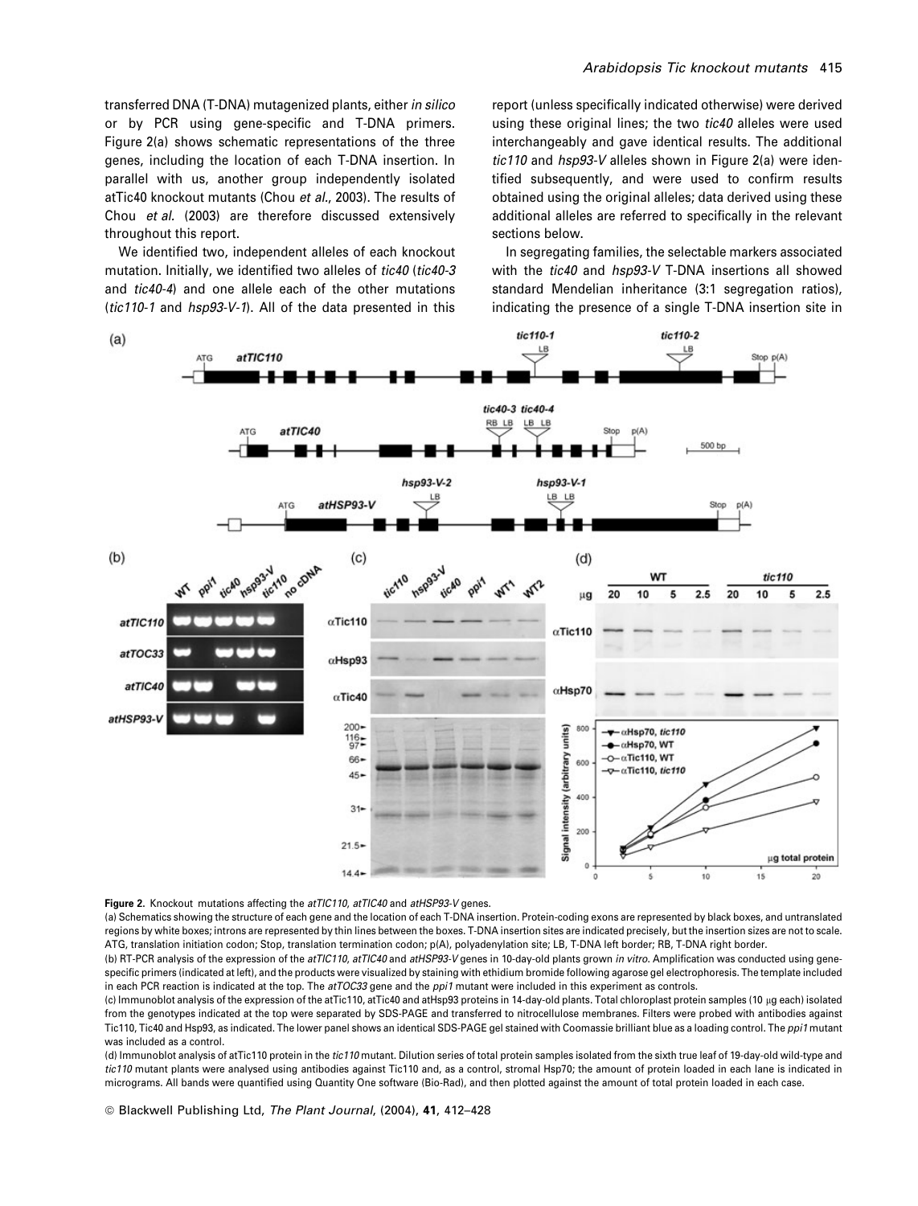transferred DNA (T-DNA) mutagenized plants, either *in silico* or by PCR using gene-specific and T-DNA primers. Figure 2(a) shows schematic representations of the three genes, including the location of each T-DNA insertion. In parallel with us, another group independently isolated atTic40 knockout mutants (Chou *et al.*, 2003). The results of Chou *et al.* (2003) are therefore discussed extensively throughout this report.

We identified two, independent alleles of each knockout mutation. Initially, we identified two alleles of *tic40* (*tic40-3* and *tic40-4*) and one allele each of the other mutations (*tic110-1* and *hsp93-V-1*). All of the data presented in this report (unless specifically indicated otherwise) were derived using these original lines; the two *tic40* alleles were used interchangeably and gave identical results. The additional *tic110* and *hsp93-V* alleles shown in Figure 2(a) were identified subsequently, and were used to confirm results obtained using the original alleles; data derived using these additional alleles are referred to specifically in the relevant sections below.

In segregating families, the selectable markers associated with the *tic40* and *hsp93-V* T-DNA insertions all showed standard Mendelian inheritance (3:1 segregation ratios), indicating the presence of a single T-DNA insertion site in

**Figure 2.** Knockout mutations affecting the *atTIC110*, *atTIC40* and *atHSP93-V* genes.

(a) Schematics showing the structure of each gene and the location of each T-DNA insertion. Protein-coding exons are represented by black boxes, and untranslated regions by white boxes; introns are represented by thin lines between the boxes. T-DNA insertion sites are indicated precisely, but the insertion sizes are not to scale. ATG, translation initiation codon; Stop, translation termination codon; p(A), polyadenylation site; LB, T-DNA left border; RB, T-DNA right border.

(b) RT-PCR analysis of the expression of the *atTIC110*, *atTIC40* and *atHSP93-V* genes in 10-day-old plants grown *in vitro*. Amplification was conducted using gene-specific primers (indicated at left), and the products were visualized by staining with ethidium bromide following agarose gel electrophoresis. The template included in each PCR reaction is indicated at the top. The *atTOC33* gene and the *ppi1* mutant were included in this experiment as controls.

(c) Immunoblot analysis of the expression of the atTic110, atTic40 and atHsp93 proteins in 14-day-old plants. Total chloroplast protein samples (10 μg each) isolated from the genotypes indicated at the top were separated by SDS-PAGE and transferred to nitrocellulose membranes. Filters were probed with antibodies against Tic110, Tic40 and Hsp93, as indicated. The lower panel shows an identical SDS-PAGE gel stained with Coomassie brilliant blue as a loading control. The *ppi1* mutant was included as a control.

(d) Immunoblot analysis of atTic110 protein in the *tic110* mutant. Dilution series of total protein samples isolated from the sixth true leaf of 19-day-old wild-type and *tic110* mutant plants were analysed using antibodies against Tic110 and, as a control, stromal Hsp70; the amount of protein loaded in each lane is indicated in micrograms. All bands were quantified using Quantity One software (Bio-Rad), and then plotted against the amount of total protein loaded in each case.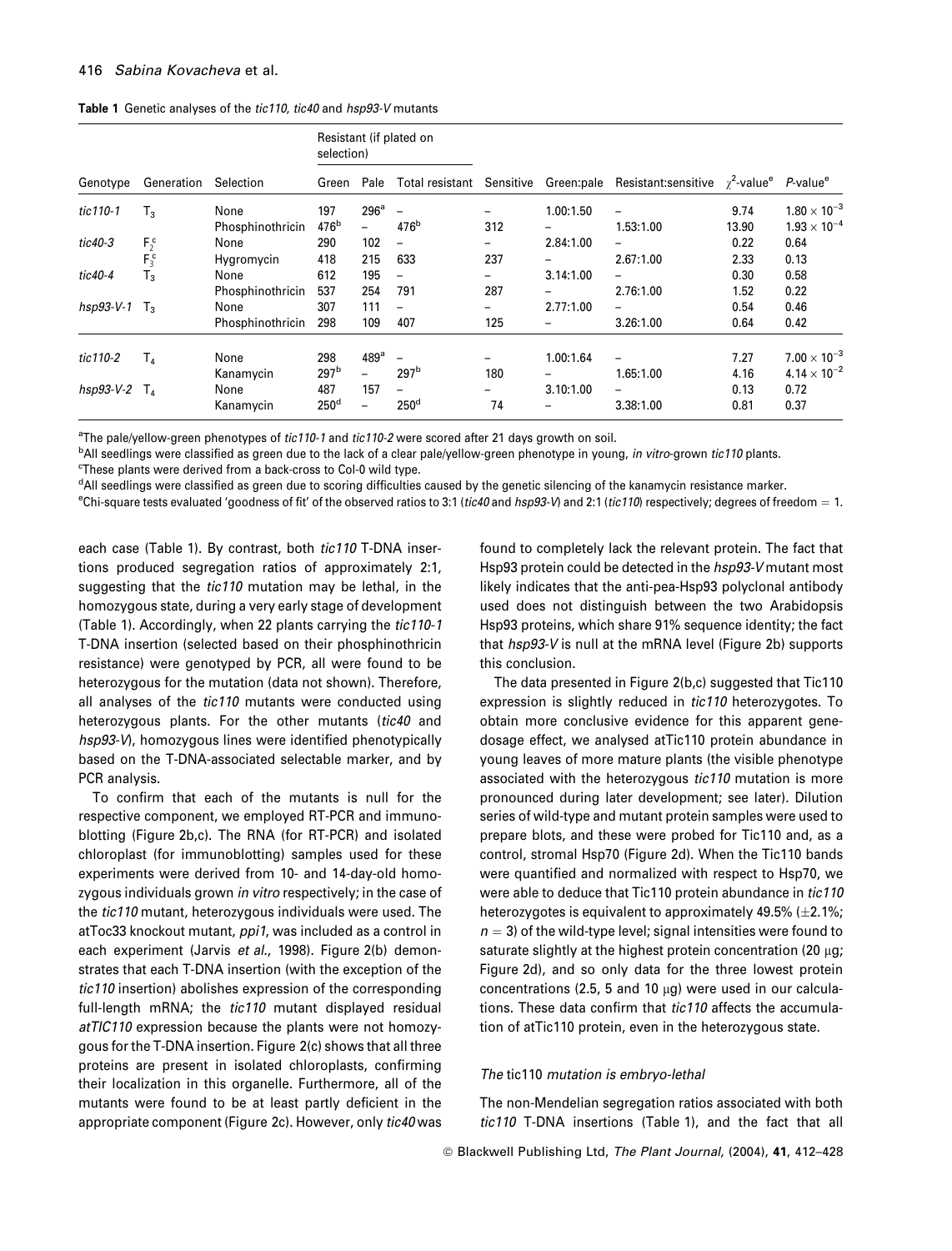**Table 1** Genetic analyses of the *tic110*, *tic40* and *hsp93-V* mutants

| Genotype | Generation | Selection | Resistant (if plated on selection) | | | | | | | | |
|---|---|---|---|---|---|---|---|---|---|---|---|
| | | | Green | Pale | Total resistant | Sensitive | Green:pale | Resistant:sensitive | $\chi^2$-value[e] | *P*-value[e] |
| *tic110-1* | $T_3$ | None | 197 | 296[a] | – | – | 1.00:1.50 | – | 9.74 | $1.80 \times 10^{-3}$ |
| | | Phosphinothricin | 476[b] | – | 476[b] | 312 | – | 1.53:1.00 | 13.90 | $1.93 \times 10^{-4}$ |
| *tic40-3* | $F_2$[c] | None | 290 | 102 | – | – | 2.84:1.00 | – | 0.22 | 0.64 |
| | $F_3$[c] | Hygromycin | 418 | 215 | 633 | 237 | – | 2.67:1.00 | 2.33 | 0.13 |
| *tic40-4* | $T_3$ | None | 612 | 195 | – | – | 3.14:1.00 | – | 0.30 | 0.58 |
| | | Phosphinothricin | 537 | 254 | 791 | 287 | – | 2.76:1.00 | 1.52 | 0.22 |
| *hsp93-V-1* | $T_3$ | None | 307 | 111 | – | – | 2.77:1.00 | – | 0.54 | 0.46 |
| | | Phosphinothricin | 298 | 109 | 407 | 125 | – | 3.26:1.00 | 0.64 | 0.42 |
| *tic110-2* | $T_4$ | None | 298 | 489[a] | – | – | 1.00:1.64 | – | 7.27 | $7.00 \times 10^{-3}$ |
| | | Kanamycin | 297[b] | – | 297[b] | 180 | – | 1.65:1.00 | 4.16 | $4.14 \times 10^{-2}$ |
| *hsp93-V-2* | $T_4$ | None | 487 | 157 | – | – | 3.10:1.00 | – | 0.13 | 0.72 |
| | | Kanamycin | 250[d] | – | 250[d] | 74 | – | 3.38:1.00 | 0.81 | 0.37 |

[a]The pale/yellow-green phenotypes of *tic110-1* and *tic110-2* were scored after 21 days growth on soil.
[b]All seedlings were classified as green due to the lack of a clear pale/yellow-green phenotype in young, *in vitro*-grown *tic110* plants.
[c]These plants were derived from a back-cross to Col-0 wild type.
[d]All seedlings were classified as green due to scoring difficulties caused by the genetic silencing of the kanamycin resistance marker.
[e]Chi-square tests evaluated 'goodness of fit' of the observed ratios to 3:1 (*tic40* and *hsp93-V*) and 2:1 (*tic110*) respectively; degrees of freedom = 1.

each case (Table 1). By contrast, both *tic110* T-DNA insertions produced segregation ratios of approximately 2:1, suggesting that the *tic110* mutation may be lethal, in the homozygous state, during a very early stage of development (Table 1). Accordingly, when 22 plants carrying the *tic110-1* T-DNA insertion (selected based on their phosphinothricin resistance) were genotyped by PCR, all were found to be heterozygous for the mutation (data not shown). Therefore, all analyses of the *tic110* mutants were conducted using heterozygous plants. For the other mutants (*tic40* and *hsp93-V*), homozygous lines were identified phenotypically based on the T-DNA-associated selectable marker, and by PCR analysis.

To confirm that each of the mutants is null for the respective component, we employed RT-PCR and immunoblotting (Figure 2b,c). The RNA (for RT-PCR) and isolated chloroplast (for immunoblotting) samples used for these experiments were derived from 10- and 14-day-old homozygous individuals grown *in vitro* respectively; in the case of the *tic110* mutant, heterozygous individuals were used. The atToc33 knockout mutant, *ppi1*, was included as a control in each experiment (Jarvis *et al.*, 1998). Figure 2(b) demonstrates that each T-DNA insertion (with the exception of the *tic110* insertion) abolishes expression of the corresponding full-length mRNA; the *tic110* mutant displayed residual *atTIC110* expression because the plants were not homozygous for the T-DNA insertion. Figure 2(c) shows that all three proteins are present in isolated chloroplasts, confirming their localization in this organelle. Furthermore, all of the mutants were found to be at least partly deficient in the appropriate component (Figure 2c). However, only *tic40* was found to completely lack the relevant protein. The fact that Hsp93 protein could be detected in the *hsp93-V* mutant most likely indicates that the anti-pea-Hsp93 polyclonal antibody used does not distinguish between the two Arabidopsis Hsp93 proteins, which share 91% sequence identity; the fact that *hsp93-V* is null at the mRNA level (Figure 2b) supports this conclusion.

The data presented in Figure 2(b,c) suggested that Tic110 expression is slightly reduced in *tic110* heterozygotes. To obtain more conclusive evidence for this apparent gene-dosage effect, we analysed atTic110 protein abundance in young leaves of more mature plants (the visible phenotype associated with the heterozygous *tic110* mutation is more pronounced during later development; see later). Dilution series of wild-type and mutant protein samples were used to prepare blots, and these were probed for Tic110 and, as a control, stromal Hsp70 (Figure 2d). When the Tic110 bands were quantified and normalized with respect to Hsp70, we were able to deduce that Tic110 protein abundance in *tic110* heterozygotes is equivalent to approximately 49.5% (±2.1%; $n = 3$) of the wild-type level; signal intensities were found to saturate slightly at the highest protein concentration (20 μg; Figure 2d), and so only data for the three lowest protein concentrations (2.5, 5 and 10 μg) were used in our calculations. These data confirm that *tic110* affects the accumulation of atTic110 protein, even in the heterozygous state.

### *The* tic110 *mutation is embryo-lethal*

The non-Mendelian segregation ratios associated with both *tic110* T-DNA insertions (Table 1), and the fact that all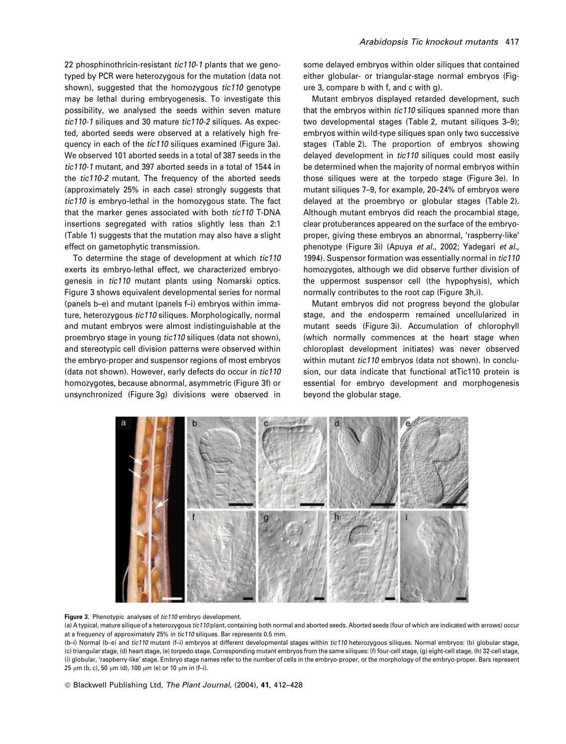22 phosphinothricin-resistant *tic110-1* plants that we genotyped by PCR were heterozygous for the mutation (data not shown), suggested that the homozygous *tic110* genotype may be lethal during embryogenesis. To investigate this possibility, we analysed the seeds within seven mature *tic110-1* siliques and 30 mature *tic110-2* siliques. As expected, aborted seeds were observed at a relatively high frequency in each of the *tic110* siliques examined (Figure 3a). We observed 101 aborted seeds in a total of 387 seeds in the *tic110-1* mutant, and 397 aborted seeds in a total of 1544 in the *tic110-2* mutant. The frequency of the aborted seeds (approximately 25% in each case) strongly suggests that *tic110* is embryo-lethal in the homozygous state. The fact that the marker genes associated with both *tic110* T-DNA insertions segregated with ratios slightly less than 2:1 (Table 1) suggests that the mutation may also have a slight effect on gametophytic transmission.

To determine the stage of development at which *tic110* exerts its embryo-lethal effect, we characterized embryogenesis in *tic110* mutant plants using Nomarski optics. Figure 3 shows equivalent developmental series for normal (panels b–e) and mutant (panels f–i) embryos within immature, heterozygous *tic110* siliques. Morphologically, normal and mutant embryos were almost indistinguishable at the proembryo stage in young *tic110* siliques (data not shown), and stereotypic cell division patterns were observed within the embryo-proper and suspensor regions of most embryos (data not shown). However, early defects do occur in *tic110* homozygotes, because abnormal, asymmetric (Figure 3f) or unsynchronized (Figure 3g) divisions were observed in some delayed embryos within older siliques that contained either globular- or triangular-stage normal embryos (Figure 3, compare b with f, and c with g).

Mutant embryos displayed retarded development, such that the embryos within *tic110* siliques spanned more than two developmental stages (Table 2, mutant siliques 3–9); embryos within wild-type siliques span only two successive stages (Table 2). The proportion of embryos showing delayed development in *tic110* siliques could most easily be determined when the majority of normal embryos within those siliques were at the torpedo stage (Figure 3e). In mutant siliques 7–9, for example, 20–24% of embryos were delayed at the proembryo or globular stages (Table 2). Although mutant embryos did reach the procambial stage, clear protuberances appeared on the surface of the embryo-proper, giving these embryos an abnormal, 'raspberry-like' phenotype (Figure 3i) (Apuya *et al.*, 2002; Yadegari *et al.*, 1994). Suspensor formation was essentially normal in *tic110* homozygotes, although we did observe further division of the uppermost suspensor cell (the hypophysis), which normally contributes to the root cap (Figure 3h,i).

Mutant embryos did not progress beyond the globular stage, and the endosperm remained uncellularized in mutant seeds (Figure 3i). Accumulation of chlorophyll (which normally commences at the heart stage when chloroplast development initiates) was never observed within mutant *tic110* embryos (data not shown). In conclusion, our data indicate that functional atTic110 protein is essential for embryo development and morphogenesis beyond the globular stage.

**Figure 3.** Phenotypic analyses of *tic110* embryo development.
(a) A typical, mature silique of a heterozygous *tic110* plant, containing both normal and aborted seeds. Aborted seeds (four of which are indicated with arrows) occur at a frequency of approximately 25% in *tic110* siliques. Bar represents 0.5 mm.
(b–i) Normal (b–e) and *tic110* mutant (f–i) embryos at different developmental stages within *tic110* heterozygous siliques. Normal embryos: (b) globular stage, (c) triangular stage, (d) heart stage, (e) torpedo stage. Corresponding mutant embryos from the same siliques: (f) four-cell stage, (g) eight-cell stage, (h) 32-cell stage, (i) globular, 'raspberry-like' stage. Embryo stage names refer to the number of cells in the embryo-proper, or the morphology of the embryo-proper. Bars represent 25 μm (b, c), 50 μm (d), 100 μm (e) or 10 μm in (f–i).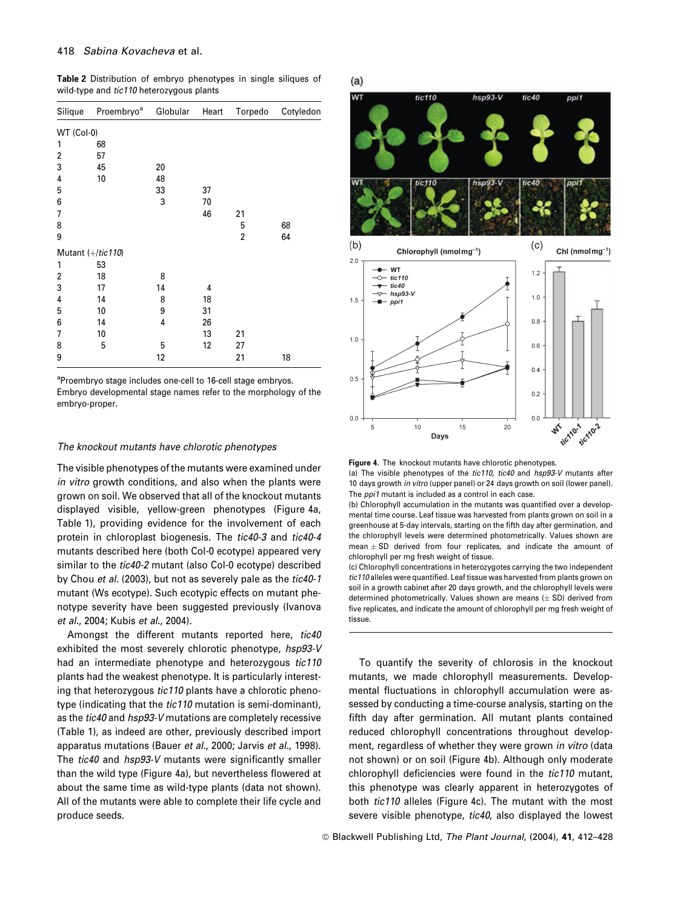**Table 2** Distribution of embryo phenotypes in single siliques of wild-type and *tic110* heterozygous plants

| Silique | Proembryo[a] | Globular | Heart | Torpedo | Cotyledon |
|---|---|---|---|---|---|
| WT (Col-0) | | | | | |
| 1 | 68 | | | | |
| 2 | 57 | | | | |
| 3 | 45 | 20 | | | |
| 4 | 10 | 48 | | | |
| 5 | | 33 | 37 | | |
| 6 | | 3 | 70 | | |
| 7 | | | 46 | 21 | |
| 8 | | | | 5 | 68 |
| 9 | | | | 2 | 64 |
| Mutant (+/*tic110*) | | | | | |
| 1 | 53 | | | | |
| 2 | 18 | 8 | | | |
| 3 | 17 | 14 | 4 | | |
| 4 | 14 | 8 | 18 | | |
| 5 | 10 | 9 | 31 | | |
| 6 | 14 | 4 | 26 | | |
| 7 | 10 | | 13 | 21 | |
| 8 | 5 | 5 | 12 | 27 | |
| 9 | | 12 | | 21 | 18 |

[a]Proembryo stage includes one-cell to 16-cell stage embryos. Embryo developmental stage names refer to the morphology of the embryo-proper.

### The knockout mutants have chlorotic phenotypes

The visible phenotypes of the mutants were examined under *in vitro* growth conditions, and also when the plants were grown on soil. We observed that all of the knockout mutants displayed visible, yellow-green phenotypes (Figure 4a, Table 1), providing evidence for the involvement of each protein in chloroplast biogenesis. The *tic40-3* and *tic40-4* mutants described here (both Col-0 ecotype) appeared very similar to the *tic40-2* mutant (also Col-0 ecotype) described by Chou *et al.* (2003), but not as severely pale as the *tic40-1* mutant (Ws ecotype). Such ecotypic effects on mutant phenotype severity have been suggested previously (Ivanova *et al.*, 2004; Kubis *et al.*, 2004).

Amongst the different mutants reported here, *tic40* exhibited the most severely chlorotic phenotype, *hsp93-V* had an intermediate phenotype and heterozygous *tic110* plants had the weakest phenotype. It is particularly interesting that heterozygous *tic110* plants have a chlorotic phenotype (indicating that the *tic110* mutation is semi-dominant), as the *tic40* and *hsp93-V* mutations are completely recessive (Table 1), as indeed are other, previously described import apparatus mutations (Bauer *et al.*, 2000; Jarvis *et al.*, 1998). The *tic40* and *hsp93-V* mutants were significantly smaller than the wild type (Figure 4a), but nevertheless flowered at about the same time as wild-type plants (data not shown). All of the mutants were able to complete their life cycle and produce seeds.

**Figure 4.** The knockout mutants have chlorotic phenotypes.
(a) The visible phenotypes of the *tic110*, *tic40* and *hsp93-V* mutants after 10 days growth *in vitro* (upper panel) or 24 days growth on soil (lower panel). The *ppi1* mutant is included as a control in each case.
(b) Chlorophyll accumulation in the mutants was quantified over a developmental time course. Leaf tissue was harvested from plants grown on soil in a greenhouse at 5-day intervals, starting on the fifth day after germination, and the chlorophyll levels were determined photometrically. Values shown are mean ± SD derived from four replicates, and indicate the amount of chlorophyll per mg fresh weight of tissue.
(c) Chlorophyll concentrations in heterozygotes carrying the two independent *tic110* alleles were quantified. Leaf tissue was harvested from plants grown on soil in a growth cabinet after 20 days growth, and the chlorophyll levels were determined photometrically. Values shown are means (± SD) derived from five replicates, and indicate the amount of chlorophyll per mg fresh weight of tissue.

To quantify the severity of chlorosis in the knockout mutants, we made chlorophyll measurements. Developmental fluctuations in chlorophyll accumulation were assessed by conducting a time-course analysis, starting on the fifth day after germination. All mutant plants contained reduced chlorophyll concentrations throughout development, regardless of whether they were grown *in vitro* (data not shown) or on soil (Figure 4b). Although only moderate chlorophyll deficiencies were found in the *tic110* mutant, this phenotype was clearly apparent in heterozygotes of both *tic110* alleles (Figure 4c). The mutant with the most severe visible phenotype, *tic40*, also displayed the lowest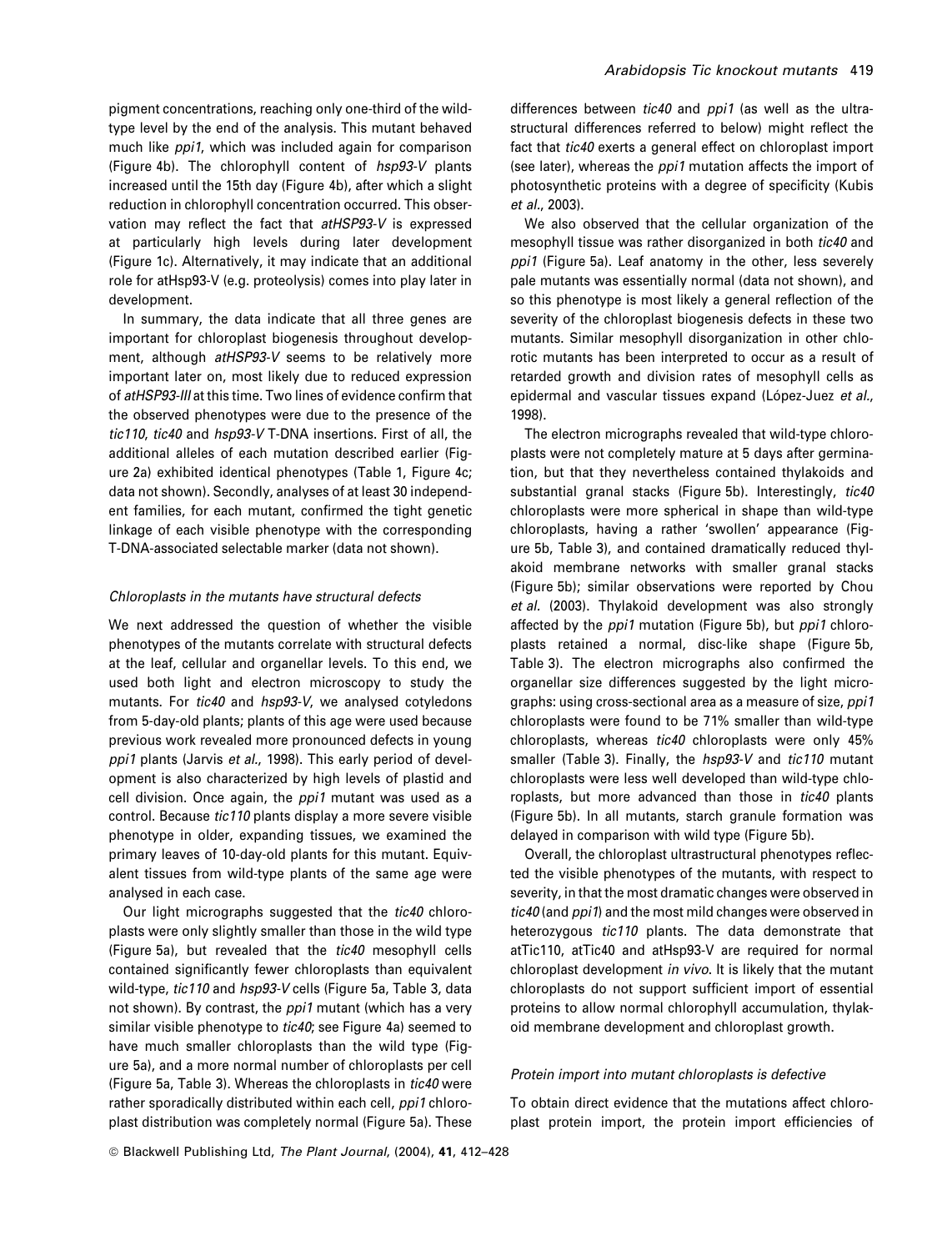pigment concentrations, reaching only one-third of the wild-type level by the end of the analysis. This mutant behaved much like *ppi1*, which was included again for comparison (Figure 4b). The chlorophyll content of *hsp93-V* plants increased until the 15th day (Figure 4b), after which a slight reduction in chlorophyll concentration occurred. This observation may reflect the fact that *atHSP93-V* is expressed at particularly high levels during later development (Figure 1c). Alternatively, it may indicate that an additional role for atHsp93-V (e.g. proteolysis) comes into play later in development.

In summary, the data indicate that all three genes are important for chloroplast biogenesis throughout development, although *atHSP93-V* seems to be relatively more important later on, most likely due to reduced expression of *atHSP93-III* at this time. Two lines of evidence confirm that the observed phenotypes were due to the presence of the *tic110*, *tic40* and *hsp93-V* T-DNA insertions. First of all, the additional alleles of each mutation described earlier (Figure 2a) exhibited identical phenotypes (Table 1, Figure 4c; data not shown). Secondly, analyses of at least 30 independent families, for each mutant, confirmed the tight genetic linkage of each visible phenotype with the corresponding T-DNA-associated selectable marker (data not shown).

### *Chloroplasts in the mutants have structural defects*

We next addressed the question of whether the visible phenotypes of the mutants correlate with structural defects at the leaf, cellular and organellar levels. To this end, we used both light and electron microscopy to study the mutants. For *tic40* and *hsp93-V*, we analysed cotyledons from 5-day-old plants; plants of this age were used because previous work revealed more pronounced defects in young *ppi1* plants (Jarvis *et al.*, 1998). This early period of development is also characterized by high levels of plastid and cell division. Once again, the *ppi1* mutant was used as a control. Because *tic110* plants display a more severe visible phenotype in older, expanding tissues, we examined the primary leaves of 10-day-old plants for this mutant. Equivalent tissues from wild-type plants of the same age were analysed in each case.

Our light micrographs suggested that the *tic40* chloroplasts were only slightly smaller than those in the wild type (Figure 5a), but revealed that the *tic40* mesophyll cells contained significantly fewer chloroplasts than equivalent wild-type, *tic110* and *hsp93-V* cells (Figure 5a, Table 3, data not shown). By contrast, the *ppi1* mutant (which has a very similar visible phenotype to *tic40*; see Figure 4a) seemed to have much smaller chloroplasts than the wild type (Figure 5a), and a more normal number of chloroplasts per cell (Figure 5a, Table 3). Whereas the chloroplasts in *tic40* were rather sporadically distributed within each cell, *ppi1* chloroplast distribution was completely normal (Figure 5a). These differences between *tic40* and *ppi1* (as well as the ultrastructural differences referred to below) might reflect the fact that *tic40* exerts a general effect on chloroplast import (see later), whereas the *ppi1* mutation affects the import of photosynthetic proteins with a degree of specificity (Kubis *et al.*, 2003).

We also observed that the cellular organization of the mesophyll tissue was rather disorganized in both *tic40* and *ppi1* (Figure 5a). Leaf anatomy in the other, less severely pale mutants was essentially normal (data not shown), and so this phenotype is most likely a general reflection of the severity of the chloroplast biogenesis defects in these two mutants. Similar mesophyll disorganization in other chlorotic mutants has been interpreted to occur as a result of retarded growth and division rates of mesophyll cells as epidermal and vascular tissues expand (López-Juez *et al.*, 1998).

The electron micrographs revealed that wild-type chloroplasts were not completely mature at 5 days after germination, but that they nevertheless contained thylakoids and substantial granal stacks (Figure 5b). Interestingly, *tic40* chloroplasts were more spherical in shape than wild-type chloroplasts, having a rather 'swollen' appearance (Figure 5b, Table 3), and contained dramatically reduced thylakoid membrane networks with smaller granal stacks (Figure 5b); similar observations were reported by Chou *et al.* (2003). Thylakoid development was also strongly affected by the *ppi1* mutation (Figure 5b), but *ppi1* chloroplasts retained a normal, disc-like shape (Figure 5b, Table 3). The electron micrographs also confirmed the organellar size differences suggested by the light micrographs: using cross-sectional area as a measure of size, *ppi1* chloroplasts were found to be 71% smaller than wild-type chloroplasts, whereas *tic40* chloroplasts were only 45% smaller (Table 3). Finally, the *hsp93-V* and *tic110* mutant chloroplasts were less well developed than wild-type chloroplasts, but more advanced than those in *tic40* plants (Figure 5b). In all mutants, starch granule formation was delayed in comparison with wild type (Figure 5b).

Overall, the chloroplast ultrastructural phenotypes reflected the visible phenotypes of the mutants, with respect to severity, in that the most dramatic changes were observed in *tic40* (and *ppi1*) and the most mild changes were observed in heterozygous *tic110* plants. The data demonstrate that atTic110, atTic40 and atHsp93-V are required for normal chloroplast development *in vivo*. It is likely that the mutant chloroplasts do not support sufficient import of essential proteins to allow normal chlorophyll accumulation, thylakoid membrane development and chloroplast growth.

### *Protein import into mutant chloroplasts is defective*

To obtain direct evidence that the mutations affect chloroplast protein import, the protein import efficiencies of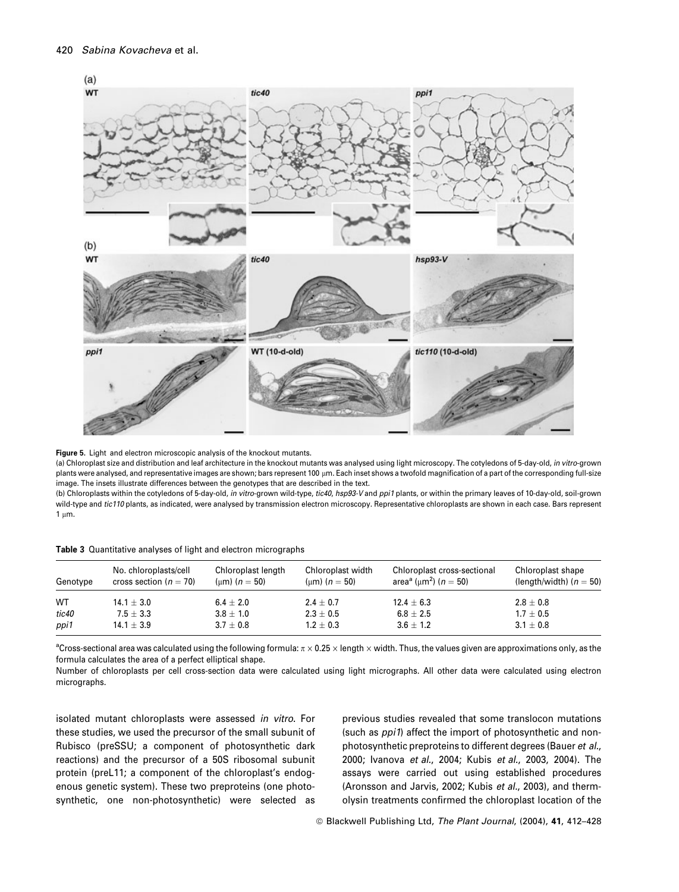**Figure 5.** Light and electron microscopic analysis of the knockout mutants.

(a) Chloroplast size and distribution and leaf architecture in the knockout mutants was analysed using light microscopy. The cotyledons of 5-day-old, *in vitro*-grown plants were analysed, and representative images are shown; bars represent 100 μm. Each inset shows a twofold magnification of a part of the corresponding full-size image. The insets illustrate differences between the genotypes that are described in the text.

(b) Chloroplasts within the cotyledons of 5-day-old, *in vitro*-grown wild-type, *tic40*, *hsp93-V* and *ppi1* plants, or within the primary leaves of 10-day-old, soil-grown wild-type and *tic110* plants, as indicated, were analysed by transmission electron microscopy. Representative chloroplasts are shown in each case. Bars represent 1 μm.

**Table 3** Quantitative analyses of light and electron micrographs

| Genotype | No. chloroplasts/cell cross section ($n = 70$) | Chloroplast length (μm) ($n = 50$) | Chloroplast width (μm) ($n = 50$) | Chloroplast cross-sectional area[a] (μm$^2$) ($n = 50$) | Chloroplast shape (length/width) ($n = 50$) |
|---|---|---|---|---|---|
| WT | $14.1 \pm 3.0$ | $6.4 \pm 2.0$ | $2.4 \pm 0.7$ | $12.4 \pm 6.3$ | $2.8 \pm 0.8$ |
| *tic40* | $7.5 \pm 3.3$ | $3.8 \pm 1.0$ | $2.3 \pm 0.5$ | $6.8 \pm 2.5$ | $1.7 \pm 0.5$ |
| *ppi1* | $14.1 \pm 3.9$ | $3.7 \pm 0.8$ | $1.2 \pm 0.3$ | $3.6 \pm 1.2$ | $3.1 \pm 0.8$ |

[a]Cross-sectional area was calculated using the following formula: $\pi \times 0.25 \times$ length $\times$ width. Thus, the values given are approximations only, as the formula calculates the area of a perfect elliptical shape.

Number of chloroplasts per cell cross-section data were calculated using light micrographs. All other data were calculated using electron micrographs.

isolated mutant chloroplasts were assessed *in vitro*. For these studies, we used the precursor of the small subunit of Rubisco (preSSU; a component of photosynthetic dark reactions) and the precursor of a 50S ribosomal subunit protein (preL11; a component of the chloroplast's endogenous genetic system). These two preproteins (one photosynthetic, one non-photosynthetic) were selected as previous studies revealed that some translocon mutations (such as *ppi1*) affect the import of photosynthetic and non-photosynthetic preproteins to different degrees (Bauer *et al.*, 2000; Ivanova *et al.*, 2004; Kubis *et al.*, 2003, 2004). The assays were carried out using established procedures (Aronsson and Jarvis, 2002; Kubis *et al.*, 2003), and thermolysin treatments confirmed the chloroplast location of the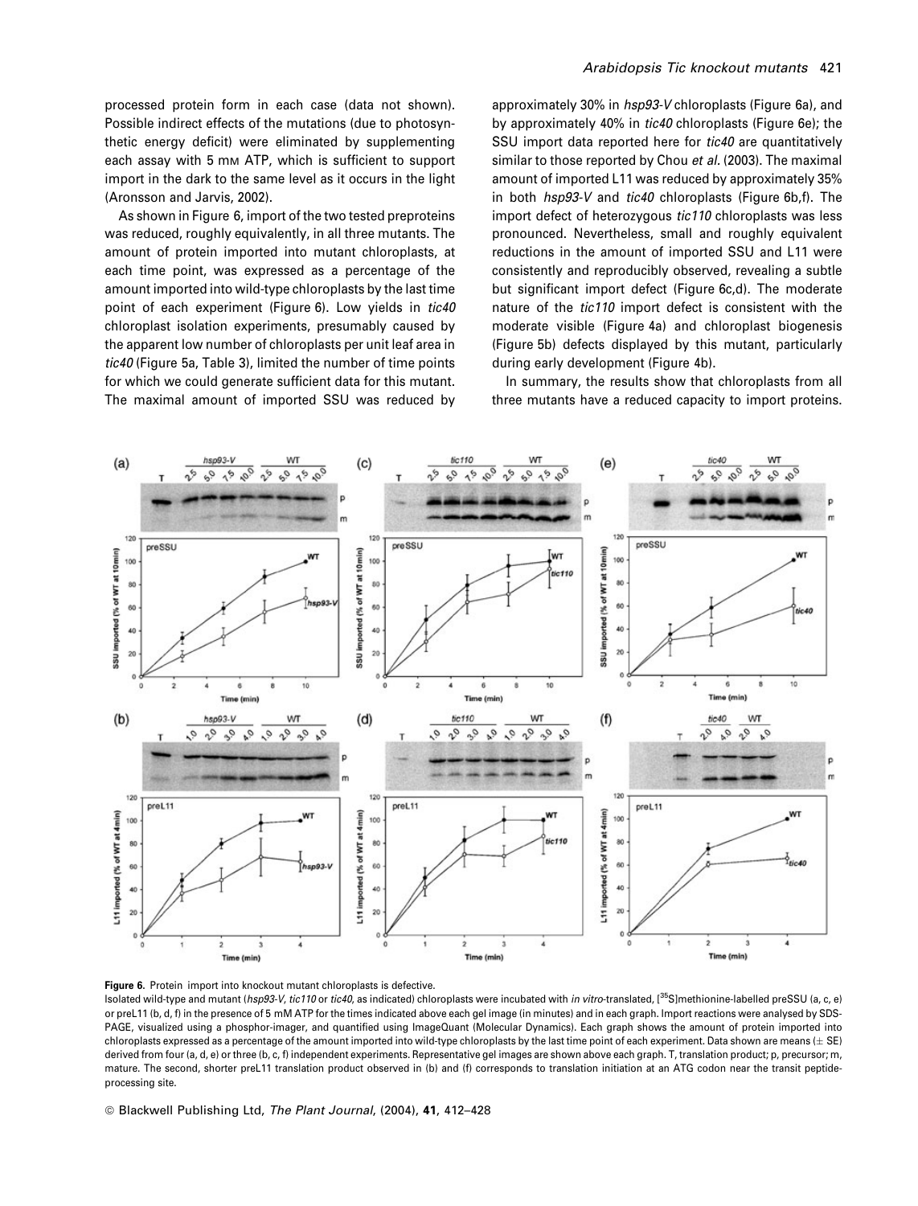processed protein form in each case (data not shown). Possible indirect effects of the mutations (due to photosynthetic energy deficit) were eliminated by supplementing each assay with 5 mM ATP, which is sufficient to support import in the dark to the same level as it occurs in the light (Aronsson and Jarvis, 2002).

As shown in Figure 6, import of the two tested preproteins was reduced, roughly equivalently, in all three mutants. The amount of protein imported into mutant chloroplasts, at each time point, was expressed as a percentage of the amount imported into wild-type chloroplasts by the last time point of each experiment (Figure 6). Low yields in *tic40* chloroplast isolation experiments, presumably caused by the apparent low number of chloroplasts per unit leaf area in *tic40* (Figure 5a, Table 3), limited the number of time points for which we could generate sufficient data for this mutant. The maximal amount of imported SSU was reduced by approximately 30% in *hsp93-V* chloroplasts (Figure 6a), and by approximately 40% in *tic40* chloroplasts (Figure 6e); the SSU import data reported here for *tic40* are quantitatively similar to those reported by Chou *et al.* (2003). The maximal amount of imported L11 was reduced by approximately 35% in both *hsp93-V* and *tic40* chloroplasts (Figure 6b,f). The import defect of heterozygous *tic110* chloroplasts was less pronounced. Nevertheless, small and roughly equivalent reductions in the amount of imported SSU and L11 were consistently and reproducibly observed, revealing a subtle but significant import defect (Figure 6c,d). The moderate nature of the *tic110* import defect is consistent with the moderate visible (Figure 4a) and chloroplast biogenesis (Figure 5b) defects displayed by this mutant, particularly during early development (Figure 4b).

In summary, the results show that chloroplasts from all three mutants have a reduced capacity to import proteins.

**Figure 6.** Protein import into knockout mutant chloroplasts is defective.
Isolated wild-type and mutant (*hsp93-V*, *tic110* or *tic40*, as indicated) chloroplasts were incubated with *in vitro*-translated, [$^{35}$S]methionine-labelled preSSU (a, c, e) or preL11 (b, d, f) in the presence of 5 mM ATP for the times indicated above each gel image (in minutes) and in each graph. Import reactions were analysed by SDS-PAGE, visualized using a phosphor-imager, and quantified using ImageQuant (Molecular Dynamics). Each graph shows the amount of protein imported into chloroplasts expressed as a percentage of the amount imported into wild-type chloroplasts by the last time point of each experiment. Data shown are means (± SE) derived from four (a, d, e) or three (b, c, f) independent experiments. Representative gel images are shown above each graph. T, translation product; p, precursor; m, mature. The second, shorter preL11 translation product observed in (b) and (f) corresponds to translation initiation at an ATG codon near the transit peptide-processing site.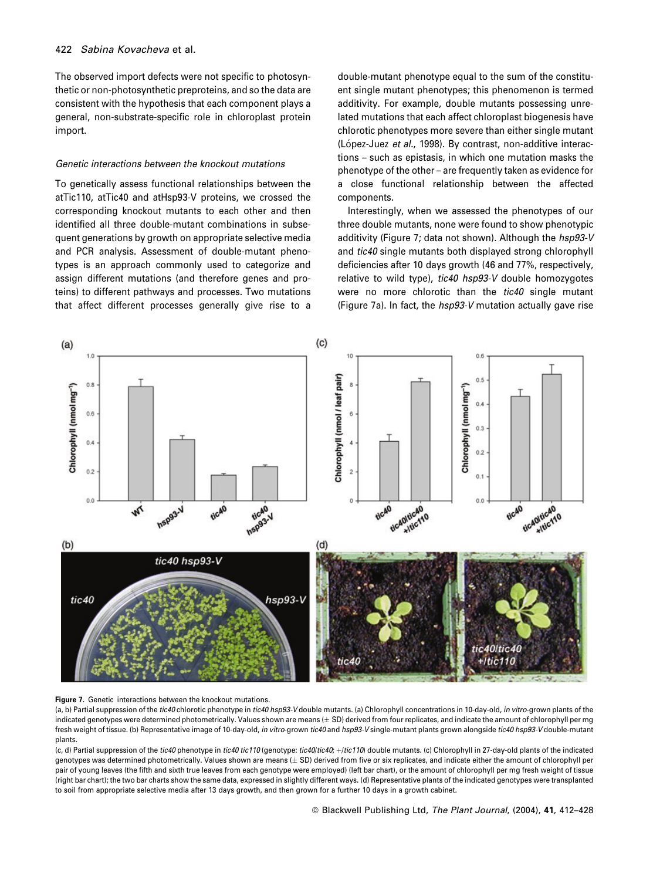The observed import defects were not specific to photosynthetic or non-photosynthetic preproteins, and so the data are consistent with the hypothesis that each component plays a general, non-substrate-specific role in chloroplast protein import.

*Genetic interactions between the knockout mutations*

To genetically assess functional relationships between the atTic110, atTic40 and atHsp93-V proteins, we crossed the corresponding knockout mutants to each other and then identified all three double-mutant combinations in subsequent generations by growth on appropriate selective media and PCR analysis. Assessment of double-mutant phenotypes is an approach commonly used to categorize and assign different mutations (and therefore genes and proteins) to different pathways and processes. Two mutations that affect different processes generally give rise to a double-mutant phenotype equal to the sum of the constituent single mutant phenotypes; this phenomenon is termed additivity. For example, double mutants possessing unrelated mutations that each affect chloroplast biogenesis have chlorotic phenotypes more severe than either single mutant (López-Juez *et al*., 1998). By contrast, non-additive interactions – such as epistasis, in which one mutation masks the phenotype of the other – are frequently taken as evidence for a close functional relationship between the affected components.

Interestingly, when we assessed the phenotypes of our three double mutants, none were found to show phenotypic additivity (Figure 7; data not shown). Although the *hsp93-V* and *tic40* single mutants both displayed strong chlorophyll deficiencies after 10 days growth (46 and 77%, respectively, relative to wild type), *tic40 hsp93-V* double homozygotes were no more chlorotic than the *tic40* single mutant (Figure 7a). In fact, the *hsp93-V* mutation actually gave rise

**Figure 7.** Genetic interactions between the knockout mutations.
(a, b) Partial suppression of the *tic40* chlorotic phenotype in *tic40 hsp93-V* double mutants. (a) Chlorophyll concentrations in 10-day-old, *in vitro*-grown plants of the indicated genotypes were determined photometrically. Values shown are means (± SD) derived from four replicates, and indicate the amount of chlorophyll per mg fresh weight of tissue. (b) Representative image of 10-day-old, *in vitro*-grown *tic40* and *hsp93-V* single-mutant plants grown alongside *tic40 hsp93-V* double-mutant plants.
(c, d) Partial suppression of the *tic40* phenotype in *tic40 tic110* (genotype: *tic40/tic40*; +/*tic110*) double mutants. (c) Chlorophyll in 27-day-old plants of the indicated genotypes was determined photometrically. Values shown are means (± SD) derived from five or six replicates, and indicate either the amount of chlorophyll per pair of young leaves (the fifth and sixth true leaves from each genotype were employed) (left bar chart), or the amount of chlorophyll per mg fresh weight of tissue (right bar chart); the two bar charts show the same data, expressed in slightly different ways. (d) Representative plants of the indicated genotypes were transplanted to soil from appropriate selective media after 13 days growth, and then grown for a further 10 days in a growth cabinet.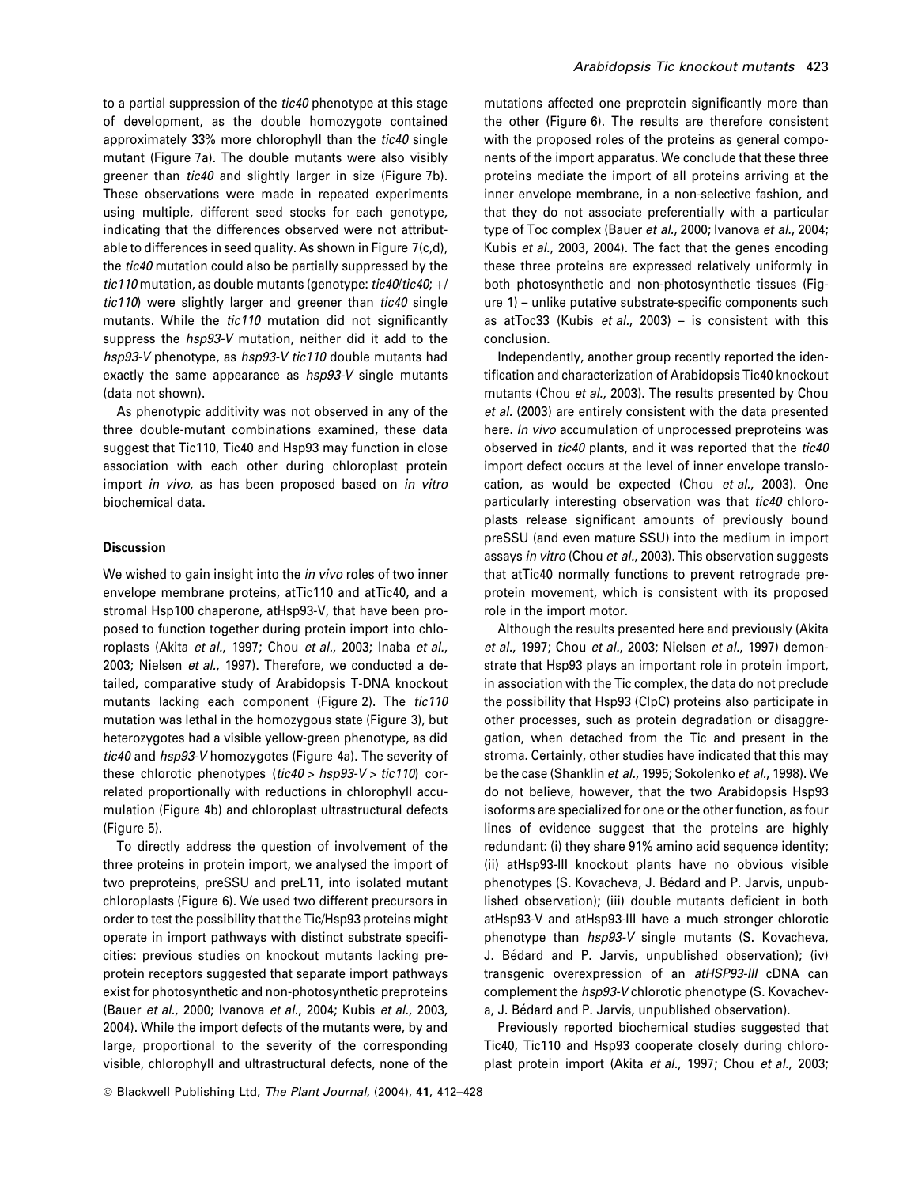to a partial suppression of the *tic40* phenotype at this stage of development, as the double homozygote contained approximately 33% more chlorophyll than the *tic40* single mutant (Figure 7a). The double mutants were also visibly greener than *tic40* and slightly larger in size (Figure 7b). These observations were made in repeated experiments using multiple, different seed stocks for each genotype, indicating that the differences observed were not attributable to differences in seed quality. As shown in Figure 7(c,d), the *tic40* mutation could also be partially suppressed by the *tic110* mutation, as double mutants (genotype: *tic40/tic40*; +/*tic110*) were slightly larger and greener than *tic40* single mutants. While the *tic110* mutation did not significantly suppress the *hsp93-V* mutation, neither did it add to the *hsp93-V* phenotype, as *hsp93-V tic110* double mutants had exactly the same appearance as *hsp93-V* single mutants (data not shown).

As phenotypic additivity was not observed in any of the three double-mutant combinations examined, these data suggest that Tic110, Tic40 and Hsp93 may function in close association with each other during chloroplast protein import *in vivo*, as has been proposed based on *in vitro* biochemical data.

## Discussion

We wished to gain insight into the *in vivo* roles of two inner envelope membrane proteins, atTic110 and atTic40, and a stromal Hsp100 chaperone, atHsp93-V, that have been proposed to function together during protein import into chloroplasts (Akita *et al.*, 1997; Chou *et al.*, 2003; Inaba *et al.*, 2003; Nielsen *et al.*, 1997). Therefore, we conducted a detailed, comparative study of Arabidopsis T-DNA knockout mutants lacking each component (Figure 2). The *tic110* mutation was lethal in the homozygous state (Figure 3), but heterozygotes had a visible yellow-green phenotype, as did *tic40* and *hsp93-V* homozygotes (Figure 4a). The severity of these chlorotic phenotypes (*tic40* > *hsp93-V* > *tic110*) correlated proportionally with reductions in chlorophyll accumulation (Figure 4b) and chloroplast ultrastructural defects (Figure 5).

To directly address the question of involvement of the three proteins in protein import, we analysed the import of two preproteins, preSSU and preL11, into isolated mutant chloroplasts (Figure 6). We used two different precursors in order to test the possibility that the Tic/Hsp93 proteins might operate in import pathways with distinct substrate specificities: previous studies on knockout mutants lacking preprotein receptors suggested that separate import pathways exist for photosynthetic and non-photosynthetic preproteins (Bauer *et al.*, 2000; Ivanova *et al.*, 2004; Kubis *et al.*, 2003, 2004). While the import defects of the mutants were, by and large, proportional to the severity of the corresponding visible, chlorophyll and ultrastructural defects, none of the mutations affected one preprotein significantly more than the other (Figure 6). The results are therefore consistent with the proposed roles of the proteins as general components of the import apparatus. We conclude that these three proteins mediate the import of all proteins arriving at the inner envelope membrane, in a non-selective fashion, and that they do not associate preferentially with a particular type of Toc complex (Bauer *et al.*, 2000; Ivanova *et al.*, 2004; Kubis *et al.*, 2003, 2004). The fact that the genes encoding these three proteins are expressed relatively uniformly in both photosynthetic and non-photosynthetic tissues (Figure 1) – unlike putative substrate-specific components such as atToc33 (Kubis *et al.*, 2003) – is consistent with this conclusion.

Independently, another group recently reported the identification and characterization of Arabidopsis Tic40 knockout mutants (Chou *et al.*, 2003). The results presented by Chou *et al.* (2003) are entirely consistent with the data presented here. *In vivo* accumulation of unprocessed preproteins was observed in *tic40* plants, and it was reported that the *tic40* import defect occurs at the level of inner envelope translocation, as would be expected (Chou *et al.*, 2003). One particularly interesting observation was that *tic40* chloroplasts release significant amounts of previously bound preSSU (and even mature SSU) into the medium in import assays *in vitro* (Chou *et al.*, 2003). This observation suggests that atTic40 normally functions to prevent retrograde preprotein movement, which is consistent with its proposed role in the import motor.

Although the results presented here and previously (Akita *et al.*, 1997; Chou *et al.*, 2003; Nielsen *et al.*, 1997) demonstrate that Hsp93 plays an important role in protein import, in association with the Tic complex, the data do not preclude the possibility that Hsp93 (ClpC) proteins also participate in other processes, such as protein degradation or disaggregation, when detached from the Tic and present in the stroma. Certainly, other studies have indicated that this may be the case (Shanklin *et al.*, 1995; Sokolenko *et al.*, 1998). We do not believe, however, that the two Arabidopsis Hsp93 isoforms are specialized for one or the other function, as four lines of evidence suggest that the proteins are highly redundant: (i) they share 91% amino acid sequence identity; (ii) atHsp93-III knockout plants have no obvious visible phenotypes (S. Kovacheva, J. Bédard and P. Jarvis, unpublished observation); (iii) double mutants deficient in both atHsp93-V and atHsp93-III have a much stronger chlorotic phenotype than *hsp93-V* single mutants (S. Kovacheva, J. Bédard and P. Jarvis, unpublished observation); (iv) transgenic overexpression of an *atHSP93-III* cDNA can complement the *hsp93-V* chlorotic phenotype (S. Kovacheva, J. Bédard and P. Jarvis, unpublished observation).

Previously reported biochemical studies suggested that Tic40, Tic110 and Hsp93 cooperate closely during chloroplast protein import (Akita *et al.*, 1997; Chou *et al.*, 2003;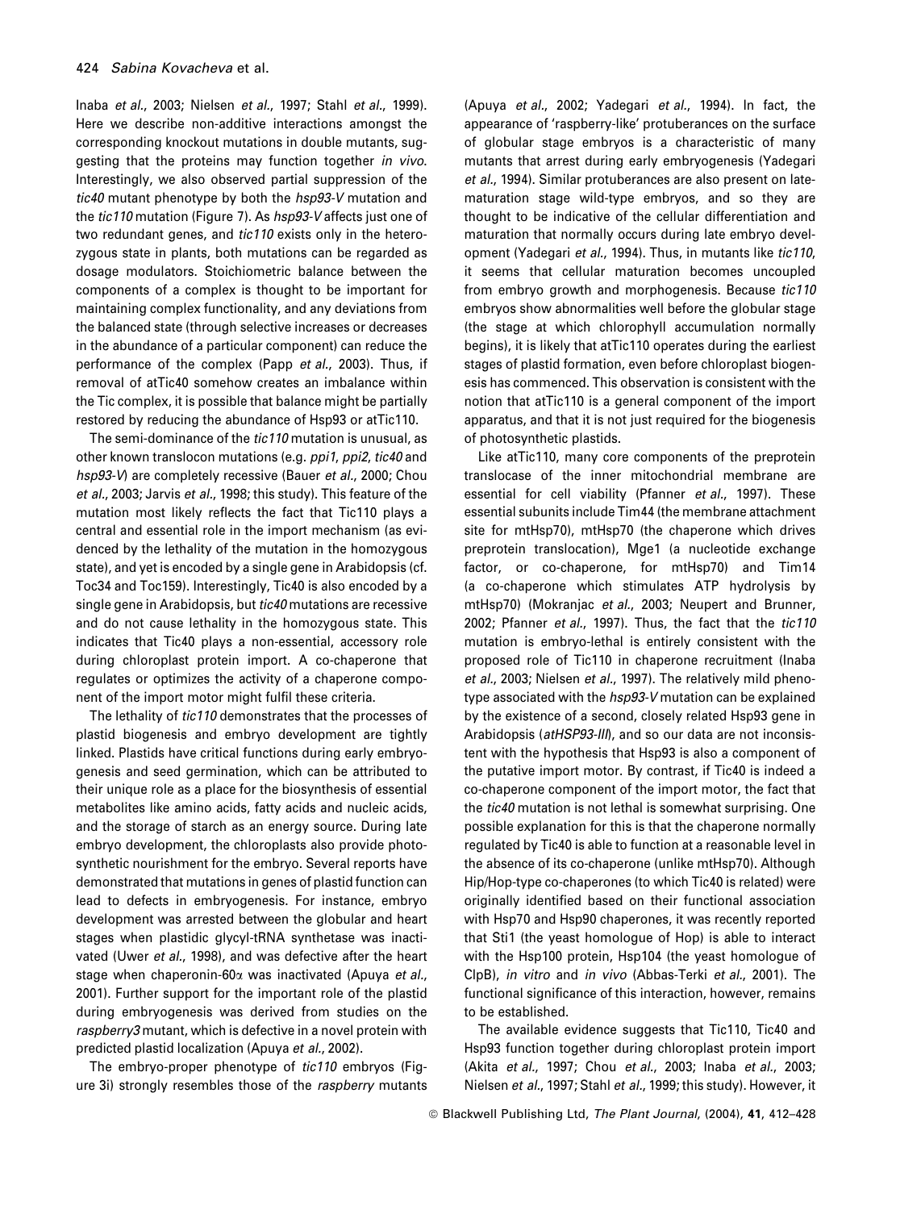Inaba *et al.*, 2003; Nielsen *et al.*, 1997; Stahl *et al.*, 1999). Here we describe non-additive interactions amongst the corresponding knockout mutations in double mutants, suggesting that the proteins may function together *in vivo*. Interestingly, we also observed partial suppression of the *tic40* mutant phenotype by both the *hsp93-V* mutation and the *tic110* mutation (Figure 7). As *hsp93-V* affects just one of two redundant genes, and *tic110* exists only in the heterozygous state in plants, both mutations can be regarded as dosage modulators. Stoichiometric balance between the components of a complex is thought to be important for maintaining complex functionality, and any deviations from the balanced state (through selective increases or decreases in the abundance of a particular component) can reduce the performance of the complex (Papp *et al.*, 2003). Thus, if removal of atTic40 somehow creates an imbalance within the Tic complex, it is possible that balance might be partially restored by reducing the abundance of Hsp93 or atTic110.

The semi-dominance of the *tic110* mutation is unusual, as other known translocon mutations (e.g. *ppi1*, *ppi2*, *tic40* and *hsp93-V*) are completely recessive (Bauer *et al.*, 2000; Chou *et al.*, 2003; Jarvis *et al.*, 1998; this study). This feature of the mutation most likely reflects the fact that Tic110 plays a central and essential role in the import mechanism (as evidenced by the lethality of the mutation in the homozygous state), and yet is encoded by a single gene in Arabidopsis (cf. Toc34 and Toc159). Interestingly, Tic40 is also encoded by a single gene in Arabidopsis, but *tic40* mutations are recessive and do not cause lethality in the homozygous state. This indicates that Tic40 plays a non-essential, accessory role during chloroplast protein import. A co-chaperone that regulates or optimizes the activity of a chaperone component of the import motor might fulfil these criteria.

The lethality of *tic110* demonstrates that the processes of plastid biogenesis and embryo development are tightly linked. Plastids have critical functions during early embryogenesis and seed germination, which can be attributed to their unique role as a place for the biosynthesis of essential metabolites like amino acids, fatty acids and nucleic acids, and the storage of starch as an energy source. During late embryo development, the chloroplasts also provide photosynthetic nourishment for the embryo. Several reports have demonstrated that mutations in genes of plastid function can lead to defects in embryogenesis. For instance, embryo development was arrested between the globular and heart stages when plastidic glycyl-tRNA synthetase was inactivated (Uwer *et al.*, 1998), and was defective after the heart stage when chaperonin-60α was inactivated (Apuya *et al.*, 2001). Further support for the important role of the plastid during embryogenesis was derived from studies on the *raspberry3* mutant, which is defective in a novel protein with predicted plastid localization (Apuya *et al.*, 2002).

The embryo-proper phenotype of *tic110* embryos (Figure 3i) strongly resembles those of the *raspberry* mutants (Apuya *et al.*, 2002; Yadegari *et al.*, 1994). In fact, the appearance of 'raspberry-like' protuberances on the surface of globular stage embryos is a characteristic of many mutants that arrest during early embryogenesis (Yadegari *et al.*, 1994). Similar protuberances are also present on late-maturation stage wild-type embryos, and so they are thought to be indicative of the cellular differentiation and maturation that normally occurs during late embryo development (Yadegari *et al.*, 1994). Thus, in mutants like *tic110*, it seems that cellular maturation becomes uncoupled from embryo growth and morphogenesis. Because *tic110* embryos show abnormalities well before the globular stage (the stage at which chlorophyll accumulation normally begins), it is likely that atTic110 operates during the earliest stages of plastid formation, even before chloroplast biogenesis has commenced. This observation is consistent with the notion that atTic110 is a general component of the import apparatus, and that it is not just required for the biogenesis of photosynthetic plastids.

Like atTic110, many core components of the preprotein translocase of the inner mitochondrial membrane are essential for cell viability (Pfanner *et al.*, 1997). These essential subunits include Tim44 (the membrane attachment site for mtHsp70), mtHsp70 (the chaperone which drives preprotein translocation), Mge1 (a nucleotide exchange factor, or co-chaperone, for mtHsp70) and Tim14 (a co-chaperone which stimulates ATP hydrolysis by mtHsp70) (Mokranjac *et al.*, 2003; Neupert and Brunner, 2002; Pfanner *et al.*, 1997). Thus, the fact that the *tic110* mutation is embryo-lethal is entirely consistent with the proposed role of Tic110 in chaperone recruitment (Inaba *et al.*, 2003; Nielsen *et al.*, 1997). The relatively mild phenotype associated with the *hsp93-V* mutation can be explained by the existence of a second, closely related Hsp93 gene in Arabidopsis (*atHSP93-III*), and so our data are not inconsistent with the hypothesis that Hsp93 is also a component of the putative import motor. By contrast, if Tic40 is indeed a co-chaperone component of the import motor, the fact that the *tic40* mutation is not lethal is somewhat surprising. One possible explanation for this is that the chaperone normally regulated by Tic40 is able to function at a reasonable level in the absence of its co-chaperone (unlike mtHsp70). Although Hip/Hop-type co-chaperones (to which Tic40 is related) were originally identified based on their functional association with Hsp70 and Hsp90 chaperones, it was recently reported that Sti1 (the yeast homologue of Hop) is able to interact with the Hsp100 protein, Hsp104 (the yeast homologue of ClpB), *in vitro* and *in vivo* (Abbas-Terki *et al.*, 2001). The functional significance of this interaction, however, remains to be established.

The available evidence suggests that Tic110, Tic40 and Hsp93 function together during chloroplast protein import (Akita *et al.*, 1997; Chou *et al.*, 2003; Inaba *et al.*, 2003; Nielsen *et al.*, 1997; Stahl *et al.*, 1999; this study). However, it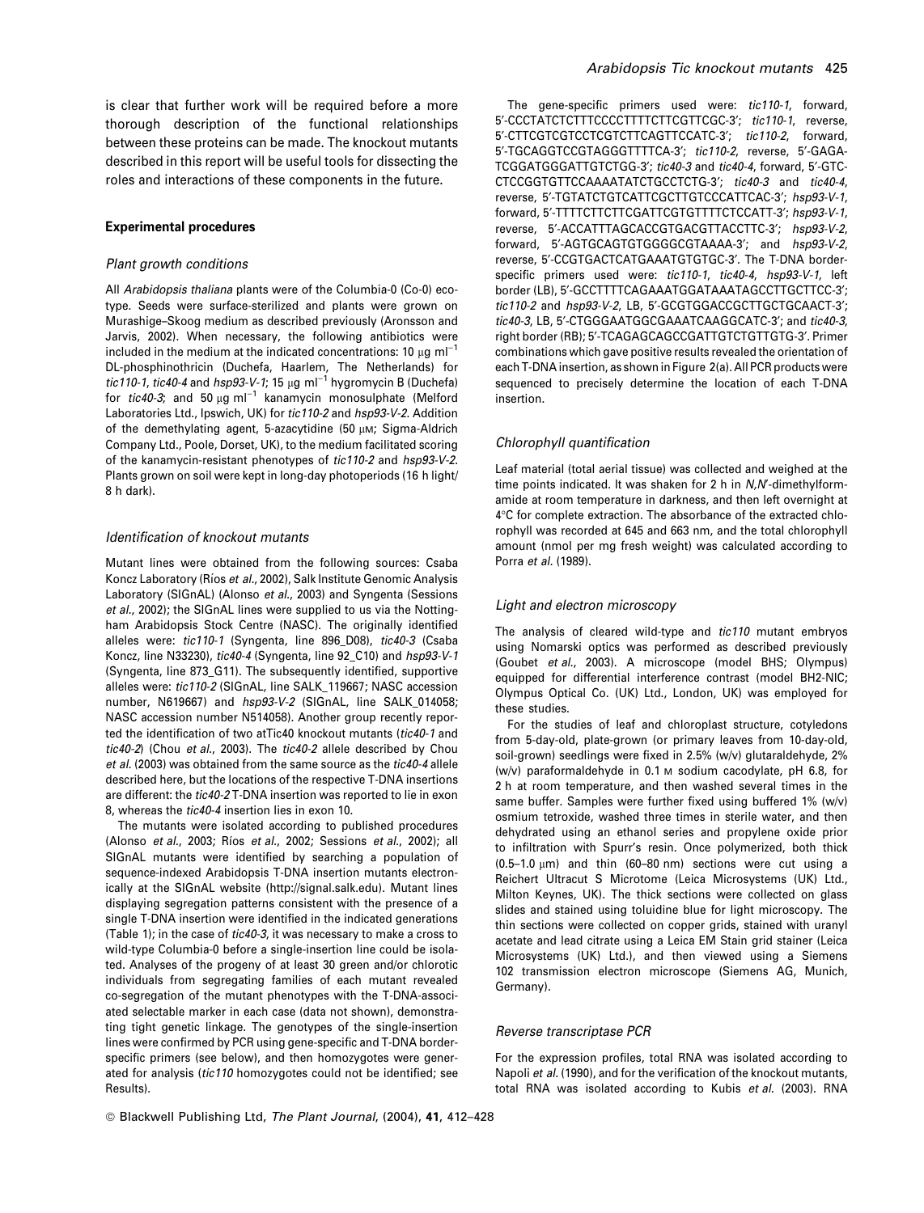is clear that further work will be required before a more thorough description of the functional relationships between these proteins can be made. The knockout mutants described in this report will be useful tools for dissecting the roles and interactions of these components in the future.

## Experimental procedures

### *Plant growth conditions*

All *Arabidopsis thaliana* plants were of the Columbia-0 (Co-0) ecotype. Seeds were surface-sterilized and plants were grown on Murashige–Skoog medium as described previously (Aronsson and Jarvis, 2002). When necessary, the following antibiotics were included in the medium at the indicated concentrations: 10 $\mu$g ml$^{-1}$ DL-phosphinothricin (Duchefa, Haarlem, The Netherlands) for *tic110-1*, *tic40-4* and *hsp93-V-1*; 15 $\mu$g ml$^{-1}$ hygromycin B (Duchefa) for *tic40-3*; and 50 $\mu$g ml$^{-1}$ kanamycin monosulphate (Melford Laboratories Ltd., Ipswich, UK) for *tic110-2* and *hsp93-V-2*. Addition of the demethylating agent, 5-azacytidine (50 $\mu$M; Sigma-Aldrich Company Ltd., Poole, Dorset, UK), to the medium facilitated scoring of the kanamycin-resistant phenotypes of *tic110-2* and *hsp93-V-2*. Plants grown on soil were kept in long-day photoperiods (16 h light/8 h dark).

### *Identification of knockout mutants*

Mutant lines were obtained from the following sources: Csaba Koncz Laboratory (Ríos *et al.*, 2002), Salk Institute Genomic Analysis Laboratory (SIGnAL) (Alonso *et al.*, 2003) and Syngenta (Sessions *et al.*, 2002); the SIGnAL lines were supplied to us via the Nottingham Arabidopsis Stock Centre (NASC). The originally identified alleles were: *tic110-1* (Syngenta, line 896_D08), *tic40-3* (Csaba Koncz, line N33230), *tic40-4* (Syngenta, line 92_C10) and *hsp93-V-1* (Syngenta, line 873_G11). The subsequently identified, supportive alleles were: *tic110-2* (SIGnAL, line SALK_119667; NASC accession number, N619667) and *hsp93-V-2* (SIGnAL, line SALK_014058; NASC accession number N514058). Another group recently reported the identification of two atTic40 knockout mutants (*tic40-1* and *tic40-2*) (Chou *et al.*, 2003). The *tic40-2* allele described by Chou *et al.* (2003) was obtained from the same source as the *tic40-4* allele described here, but the locations of the respective T-DNA insertions are different: the *tic40-2* T-DNA insertion was reported to lie in exon 8, whereas the *tic40-4* insertion lies in exon 10.

The mutants were isolated according to published procedures (Alonso *et al.*, 2003; Ríos *et al.*, 2002; Sessions *et al.*, 2002); all SIGnAL mutants were identified by searching a population of sequence-indexed Arabidopsis T-DNA insertion mutants electronically at the SIGnAL website (http://signal.salk.edu). Mutant lines displaying segregation patterns consistent with the presence of a single T-DNA insertion were identified in the indicated generations (Table 1); in the case of *tic40-3*, it was necessary to make a cross to wild-type Columbia-0 before a single-insertion line could be isolated. Analyses of the progeny of at least 30 green and/or chlorotic individuals from segregating families of each mutant revealed co-segregation of the mutant phenotypes with the T-DNA-associated selectable marker in each case (data not shown), demonstrating tight genetic linkage. The genotypes of the single-insertion lines were confirmed by PCR using gene-specific and T-DNA border-specific primers (see below), and then homozygotes were generated for analysis (*tic110* homozygotes could not be identified; see Results).

The gene-specific primers used were: *tic110-1*, forward, 5′-CCCTATCTCTTTCCCCTTTTCTTCGTTCGC-3′; *tic110-1*, reverse, 5′-CTTCGTCGTCCTCGTCTTCAGTTCCATC-3′; *tic110-2*, forward, 5′-TGCAGGTCCGTAGGGTTTTCA-3′; *tic110-2*, reverse, 5′-GAGATCGGATGGGATTGTCTGG-3′; *tic40-3* and *tic40-4*, forward, 5′-GTCCTCCGGTGTTCCAAAATATCTGCCTCTG-3′; *tic40-3* and *tic40-4*, reverse, 5′-TGTATCTGTCATTCGCTTGTCCCATTCAC-3′; *hsp93-V-1*, forward, 5′-TTTTCTTCTTCGATTCGTGTTTTCTCCATT-3′; *hsp93-V-1*, reverse, 5′-ACCATTTAGCACCGTGACGTTACCTTC-3′; *hsp93-V-2*, forward, 5′-AGTGCAGTGTGGGGCGTAAAA-3′; and *hsp93-V-2*, reverse, 5′-CCGTGACTCATGAAATGTGTGC-3′. The T-DNA border-specific primers used were: *tic110-1*, *tic40-4*, *hsp93-V-1*, left border (LB), 5′-GCCTTTTCAGAAATGGATAAATAGCCTTGCTTCC-3′; *tic110-2* and *hsp93-V-2*, LB, 5′-GCGTGGACCGCTTGCTGCAACT-3′; *tic40-3*, LB, 5′-CTGGGAATGGCGAAATCAAGGCATC-3′; and *tic40-3*, right border (RB); 5′-TCAGAGCAGCCGATTGTCTGTTGTG-3′. Primer combinations which gave positive results revealed the orientation of each T-DNA insertion, as shown in Figure 2(a). All PCR products were sequenced to precisely determine the location of each T-DNA insertion.

### *Chlorophyll quantification*

Leaf material (total aerial tissue) was collected and weighed at the time points indicated. It was shaken for 2 h in *N,N*′-dimethylformamide at room temperature in darkness, and then left overnight at 4°C for complete extraction. The absorbance of the extracted chlorophyll was recorded at 645 and 663 nm, and the total chlorophyll amount (nmol per mg fresh weight) was calculated according to Porra *et al.* (1989).

### *Light and electron microscopy*

The analysis of cleared wild-type and *tic110* mutant embryos using Nomarski optics was performed as described previously (Goubet *et al.*, 2003). A microscope (model BHS; Olympus) equipped for differential interference contrast (model BH2-NIC; Olympus Optical Co. (UK) Ltd., London, UK) was employed for these studies.

For the studies of leaf and chloroplast structure, cotyledons from 5-day-old, plate-grown (or primary leaves from 10-day-old, soil-grown) seedlings were fixed in 2.5% (w/v) glutaraldehyde, 2% (w/v) paraformaldehyde in 0.1 M sodium cacodylate, pH 6.8, for 2 h at room temperature, and then washed several times in the same buffer. Samples were further fixed using buffered 1% (w/v) osmium tetroxide, washed three times in sterile water, and then dehydrated using an ethanol series and propylene oxide prior to infiltration with Spurr's resin. Once polymerized, both thick (0.5–1.0 $\mu$m) and thin (60–80 nm) sections were cut using a Reichert Ultracut S Microtome (Leica Microsystems (UK) Ltd., Milton Keynes, UK). The thick sections were collected on glass slides and stained using toluidine blue for light microscopy. The thin sections were collected on copper grids, stained with uranyl acetate and lead citrate using a Leica EM Stain grid stainer (Leica Microsystems (UK) Ltd.), and then viewed using a Siemens 102 transmission electron microscope (Siemens AG, Munich, Germany).

### *Reverse transcriptase PCR*

For the expression profiles, total RNA was isolated according to Napoli *et al.* (1990), and for the verification of the knockout mutants, total RNA was isolated according to Kubis *et al.* (2003). RNA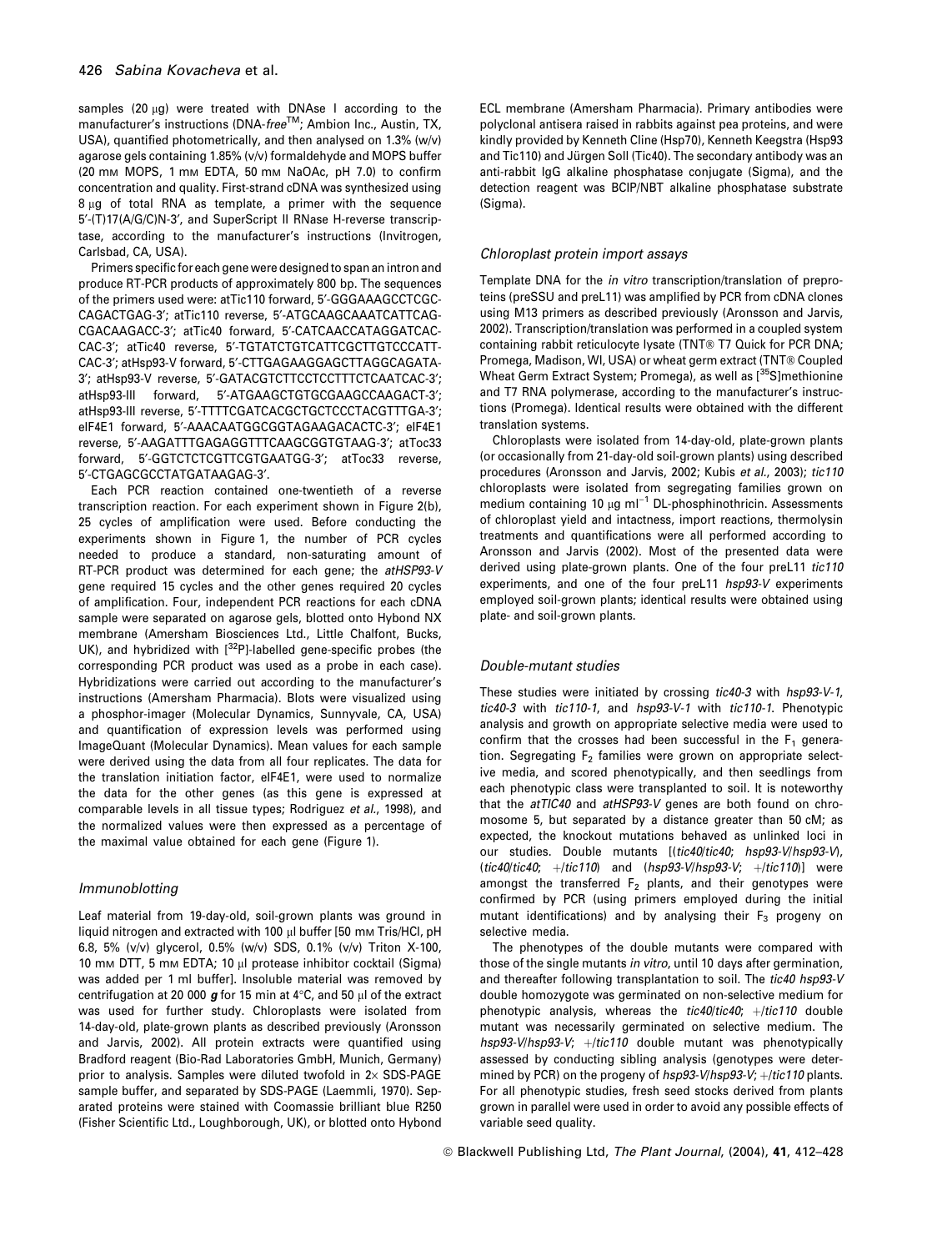samples (20 μg) were treated with DNAse I according to the manufacturer's instructions (DNA-*free*™; Ambion Inc., Austin, TX, USA), quantified photometrically, and then analysed on 1.3% (w/v) agarose gels containing 1.85% (v/v) formaldehyde and MOPS buffer (20 mM MOPS, 1 mM EDTA, 50 mM NaOAc, pH 7.0) to confirm concentration and quality. First-strand cDNA was synthesized using 8 μg of total RNA as template, a primer with the sequence 5′-(T)17(A/G/C)N-3′, and SuperScript II RNase H-reverse transcriptase, according to the manufacturer's instructions (Invitrogen, Carlsbad, CA, USA).

Primers specific for each gene were designed to span an intron and produce RT-PCR products of approximately 800 bp. The sequences of the primers used were: atTic110 forward, 5′-GGGAAAGCCTCGCCAGACTGAG-3′; atTic110 reverse, 5′-ATGCAAGCAAATCATTCAGCGACAAGACC-3′; atTic40 forward, 5′-CATCAACCATAGGATCACCAC-3′; atTic40 reverse, 5′-TGTATCTGTCATTCGCTTGTCCCATTCAC-3′; atHsp93-V forward, 5′-CTTGAGAAGGAGCTTAGGCAGATA-3′; atHsp93-V reverse, 5′-GATACGTCTTCCTCCTTTCTCAATCAC-3′; atHsp93-III forward, 5′-ATGAAGCTGTGCGAAGCCAAGACT-3′; atHsp93-III reverse, 5′-TTTTCGATCACGCTGCTCCCTACGTTTGA-3′; eIF4E1 forward, 5′-AAACAATGGCGGTAGAAGACACTC-3′; eIF4E1 reverse, 5′-AAGATTTGAGAGGTTTCAAGCGGTGTAAG-3′; atToc33 forward, 5′-GGTCTCTCGTTCGTGAATGG-3′; atToc33 reverse, 5′-CTGAGCGCCTATGATAAGAG-3′.

Each PCR reaction contained one-twentieth of a reverse transcription reaction. For each experiment shown in Figure 2(b), 25 cycles of amplification were used. Before conducting the experiments shown in Figure 1, the number of PCR cycles needed to produce a standard, non-saturating amount of RT-PCR product was determined for each gene; the *atHSP93-V* gene required 15 cycles and the other genes required 20 cycles of amplification. Four, independent PCR reactions for each cDNA sample were separated on agarose gels, blotted onto Hybond NX membrane (Amersham Biosciences Ltd., Little Chalfont, Bucks, UK), and hybridized with [$^{32}$P]-labelled gene-specific probes (the corresponding PCR product was used as a probe in each case). Hybridizations were carried out according to the manufacturer's instructions (Amersham Pharmacia). Blots were visualized using a phosphor-imager (Molecular Dynamics, Sunnyvale, CA, USA) and quantification of expression levels was performed using ImageQuant (Molecular Dynamics). Mean values for each sample were derived using the data from all four replicates. The data for the translation initiation factor, eIF4E1, were used to normalize the data for the other genes (as this gene is expressed at comparable levels in all tissue types; Rodriguez *et al*., 1998), and the normalized values were then expressed as a percentage of the maximal value obtained for each gene (Figure 1).

### Immunoblotting

Leaf material from 19-day-old, soil-grown plants was ground in liquid nitrogen and extracted with 100 μl buffer [50 mM Tris/HCl, pH 6.8, 5% (v/v) glycerol, 0.5% (w/v) SDS, 0.1% (v/v) Triton X-100, 10 mM DTT, 5 mM EDTA; 10 μl protease inhibitor cocktail (Sigma) was added per 1 ml buffer]. Insoluble material was removed by centrifugation at 20 000 ***g*** for 15 min at 4°C, and 50 μl of the extract was used for further study. Chloroplasts were isolated from 14-day-old, plate-grown plants as described previously (Aronsson and Jarvis, 2002). All protein extracts were quantified using Bradford reagent (Bio-Rad Laboratories GmbH, Munich, Germany) prior to analysis. Samples were diluted twofold in 2× SDS-PAGE sample buffer, and separated by SDS-PAGE (Laemmli, 1970). Separated proteins were stained with Coomassie brilliant blue R250 (Fisher Scientific Ltd., Loughborough, UK), or blotted onto Hybond ECL membrane (Amersham Pharmacia). Primary antibodies were polyclonal antisera raised in rabbits against pea proteins, and were kindly provided by Kenneth Cline (Hsp70), Kenneth Keegstra (Hsp93 and Tic110) and Jürgen Soll (Tic40). The secondary antibody was an anti-rabbit IgG alkaline phosphatase conjugate (Sigma), and the detection reagent was BCIP/NBT alkaline phosphatase substrate (Sigma).

### Chloroplast protein import assays

Template DNA for the *in vitro* transcription/translation of preproteins (preSSU and preL11) was amplified by PCR from cDNA clones using M13 primers as described previously (Aronsson and Jarvis, 2002). Transcription/translation was performed in a coupled system containing rabbit reticulocyte lysate (TNT® T7 Quick for PCR DNA; Promega, Madison, WI, USA) or wheat germ extract (TNT® Coupled Wheat Germ Extract System; Promega), as well as [$^{35}$S]methionine and T7 RNA polymerase, according to the manufacturer's instructions (Promega). Identical results were obtained with the different translation systems.

Chloroplasts were isolated from 14-day-old, plate-grown plants (or occasionally from 21-day-old soil-grown plants) using described procedures (Aronsson and Jarvis, 2002; Kubis *et al*., 2003); *tic110* chloroplasts were isolated from segregating families grown on medium containing 10 μg ml$^{-1}$ DL-phosphinothricin. Assessments of chloroplast yield and intactness, import reactions, thermolysin treatments and quantifications were all performed according to Aronsson and Jarvis (2002). Most of the presented data were derived using plate-grown plants. One of the four preL11 *tic110* experiments, and one of the four preL11 *hsp93-V* experiments employed soil-grown plants; identical results were obtained using plate- and soil-grown plants.

### Double-mutant studies

These studies were initiated by crossing *tic40-3* with *hsp93-V-1*, *tic40-3* with *tic110-1*, and *hsp93-V-1* with *tic110-1*. Phenotypic analysis and growth on appropriate selective media were used to confirm that the crosses had been successful in the $F_1$ generation. Segregating $F_2$ families were grown on appropriate selective media, and scored phenotypically, and then seedlings from each phenotypic class were transplanted to soil. It is noteworthy that the *atTIC40* and *atHSP93-V* genes are both found on chromosome 5, but separated by a distance greater than 50 cM; as expected, the knockout mutations behaved as unlinked loci in our studies. Double mutants [(*tic40*/*tic40*; *hsp93-V*/*hsp93-V*), (*tic40*/*tic40*; +/*tic110*) and (*hsp93-V*/*hsp93-V*; +/*tic110*)] were amongst the transferred $F_2$ plants, and their genotypes were confirmed by PCR (using primers employed during the initial mutant identifications) and by analysing their $F_3$ progeny on selective media.

The phenotypes of the double mutants were compared with those of the single mutants *in vitro*, until 10 days after germination, and thereafter following transplantation to soil. The *tic40 hsp93-V* double homozygote was germinated on non-selective medium for phenotypic analysis, whereas the *tic40*/*tic40*; +/*tic110* double mutant was necessarily germinated on selective medium. The *hsp93-V*/*hsp93-V*; +/*tic110* double mutant was phenotypically assessed by conducting sibling analysis (genotypes were determined by PCR) on the progeny of *hsp93-V*/*hsp93-V*; +/*tic110* plants. For all phenotypic studies, fresh seed stocks derived from plants grown in parallel were used in order to avoid any possible effects of variable seed quality.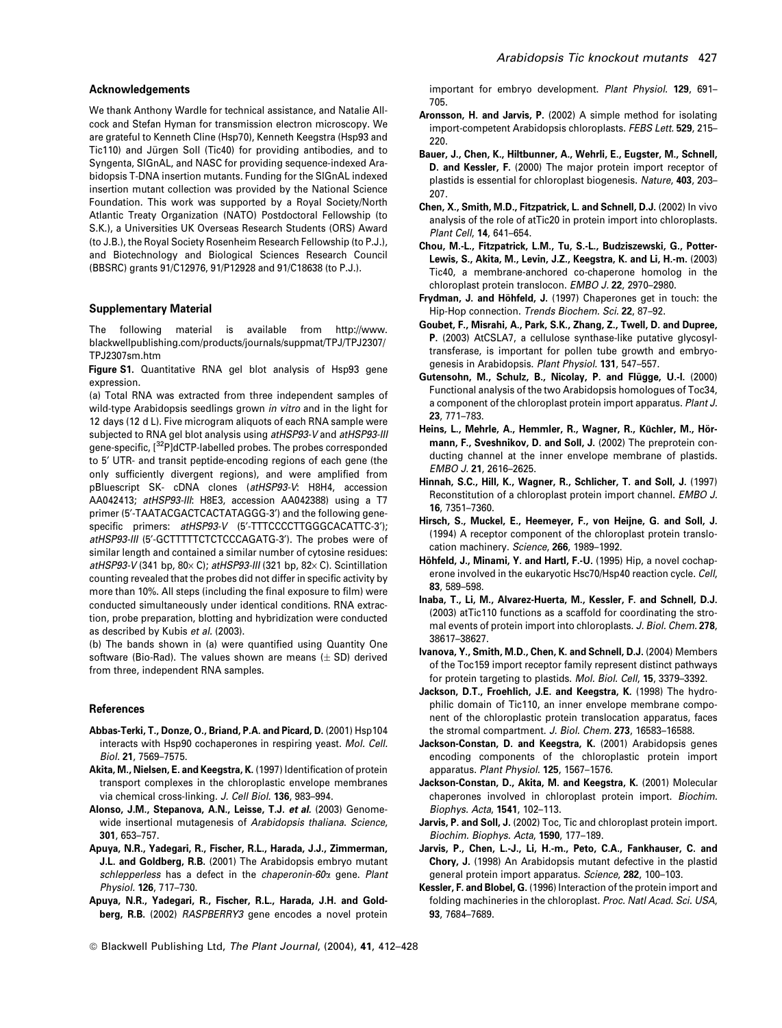## Acknowledgements

We thank Anthony Wardle for technical assistance, and Natalie Allcock and Stefan Hyman for transmission electron microscopy. We are grateful to Kenneth Cline (Hsp70), Kenneth Keegstra (Hsp93 and Tic110) and Jürgen Soll (Tic40) for providing antibodies, and to Syngenta, SIGnAL, and NASC for providing sequence-indexed Arabidopsis T-DNA insertion mutants. Funding for the SIGnAL indexed insertion mutant collection was provided by the National Science Foundation. This work was supported by a Royal Society/North Atlantic Treaty Organization (NATO) Postdoctoral Fellowship (to S.K.), a Universities UK Overseas Research Students (ORS) Award (to J.B.), the Royal Society Rosenheim Research Fellowship (to P.J.), and Biotechnology and Biological Sciences Research Council (BBSRC) grants 91/C12976, 91/P12928 and 91/C18638 (to P.J.).

## Supplementary Material

The following material is available from http://www.blackwellpublishing.com/products/journals/suppmat/TPJ/TPJ2307/TPJ2307sm.htm

**Figure S1.** Quantitative RNA gel blot analysis of Hsp93 gene expression.

(a) Total RNA was extracted from three independent samples of wild-type Arabidopsis seedlings grown *in vitro* and in the light for 12 days (12 d L). Five microgram aliquots of each RNA sample were subjected to RNA gel blot analysis using *atHSP93-V* and *atHSP93-III* gene-specific, [$^{32}$P]dCTP-labelled probes. The probes corresponded to 5′ UTR- and transit peptide-encoding regions of each gene (the only sufficiently divergent regions), and were amplified from pBluescript SK- cDNA clones (*atHSP93-V*: H8H4, accession AA042413; *atHSP93-III*: H8E3, accession AA042388) using a T7 primer (5′-TAATACGACTCACTATAGGG-3′) and the following gene-specific primers: *atHSP93-V* (5′-TTTCCCCTTGGGCACATTC-3′); *atHSP93-III* (5′-GCTTTTTCTCTCCCAGATG-3′). The probes were of similar length and contained a similar number of cytosine residues: *atHSP93-V* (341 bp, 80× C); *atHSP93-III* (321 bp, 82× C). Scintillation counting revealed that the probes did not differ in specific activity by more than 10%. All steps (including the final exposure to film) were conducted simultaneously under identical conditions. RNA extraction, probe preparation, blotting and hybridization were conducted as described by Kubis *et al.* (2003).

(b) The bands shown in (a) were quantified using Quantity One software (Bio-Rad). The values shown are means (± SD) derived from three, independent RNA samples.

## References

**Abbas-Terki, T., Donze, O., Briand, P.A. and Picard, D.** (2001) Hsp104 interacts with Hsp90 cochaperones in respiring yeast. *Mol. Cell. Biol.* **21**, 7569–7575.

**Akita, M., Nielsen, E. and Keegstra, K.** (1997) Identification of protein transport complexes in the chloroplastic envelope membranes via chemical cross-linking. *J. Cell Biol.* **136**, 983–994.

**Alonso, J.M., Stepanova, A.N., Leisse, T.J. *et al.*** (2003) Genome-wide insertional mutagenesis of *Arabidopsis thaliana*. *Science*, **301**, 653–757.

**Apuya, N.R., Yadegari, R., Fischer, R.L., Harada, J.J., Zimmerman, J.L. and Goldberg, R.B.** (2001) The Arabidopsis embryo mutant *schlepperless* has a defect in the *chaperonin-60α* gene. *Plant Physiol.* **126**, 717–730.

**Apuya, N.R., Yadegari, R., Fischer, R.L., Harada, J.H. and Goldberg, R.B.** (2002) *RASPBERRY3* gene encodes a novel protein important for embryo development. *Plant Physiol.* **129**, 691–705.

**Aronsson, H. and Jarvis, P.** (2002) A simple method for isolating import-competent Arabidopsis chloroplasts. *FEBS Lett.* **529**, 215–220.

**Bauer, J., Chen, K., Hiltbunner, A., Wehrli, E., Eugster, M., Schnell, D. and Kessler, F.** (2000) The major protein import receptor of plastids is essential for chloroplast biogenesis. *Nature*, **403**, 203–207.

**Chen, X., Smith, M.D., Fitzpatrick, L. and Schnell, D.J.** (2002) In vivo analysis of the role of atTic20 in protein import into chloroplasts. *Plant Cell*, **14**, 641–654.

**Chou, M.-L., Fitzpatrick, L.M., Tu, S.-L., Budziszewski, G., Potter-Lewis, S., Akita, M., Levin, J.Z., Keegstra, K. and Li, H.-m.** (2003) Tic40, a membrane-anchored co-chaperone homolog in the chloroplast protein translocon. *EMBO J.* **22**, 2970–2980.

**Frydman, J. and Höhfeld, J.** (1997) Chaperones get in touch: the Hip-Hop connection. *Trends Biochem. Sci.* **22**, 87–92.

**Goubet, F., Misrahi, A., Park, S.K., Zhang, Z., Twell, D. and Dupree, P.** (2003) AtCSLA7, a cellulose synthase-like putative glycosyltransferase, is important for pollen tube growth and embryogenesis in Arabidopsis. *Plant Physiol.* **131**, 547–557.

**Gutensohn, M., Schulz, B., Nicolay, P. and Flügge, U.-I.** (2000) Functional analysis of the two Arabidopsis homologues of Toc34, a component of the chloroplast protein import apparatus. *Plant J.* **23**, 771–783.

**Heins, L., Mehrle, A., Hemmler, R., Wagner, R., Küchler, M., Hörmann, F., Sveshnikov, D. and Soll, J.** (2002) The preprotein conducting channel at the inner envelope membrane of plastids. *EMBO J.* **21**, 2616–2625.

**Hinnah, S.C., Hill, K., Wagner, R., Schlicher, T. and Soll, J.** (1997) Reconstitution of a chloroplast protein import channel. *EMBO J.* **16**, 7351–7360.

**Hirsch, S., Muckel, E., Heemeyer, F., von Heijne, G. and Soll, J.** (1994) A receptor component of the chloroplast protein translocation machinery. *Science*, **266**, 1989–1992.

**Höhfeld, J., Minami, Y. and Hartl, F.-U.** (1995) Hip, a novel cochaperone involved in the eukaryotic Hsc70/Hsp40 reaction cycle. *Cell*, **83**, 589–598.

**Inaba, T., Li, M., Alvarez-Huerta, M., Kessler, F. and Schnell, D.J.** (2003) atTic110 functions as a scaffold for coordinating the stromal events of protein import into chloroplasts. *J. Biol. Chem.* **278**, 38617–38627.

**Ivanova, Y., Smith, M.D., Chen, K. and Schnell, D.J.** (2004) Members of the Toc159 import receptor family represent distinct pathways for protein targeting to plastids. *Mol. Biol. Cell*, **15**, 3379–3392.

**Jackson, D.T., Froehlich, J.E. and Keegstra, K.** (1998) The hydrophilic domain of Tic110, an inner envelope membrane component of the chloroplastic protein translocation apparatus, faces the stromal compartment. *J. Biol. Chem.* **273**, 16583–16588.

**Jackson-Constan, D. and Keegstra, K.** (2001) Arabidopsis genes encoding components of the chloroplastic protein import apparatus. *Plant Physiol.* **125**, 1567–1576.

**Jackson-Constan, D., Akita, M. and Keegstra, K.** (2001) Molecular chaperones involved in chloroplast protein import. *Biochim. Biophys. Acta*, **1541**, 102–113.

**Jarvis, P. and Soll, J.** (2002) Toc, Tic and chloroplast protein import. *Biochim. Biophys. Acta*, **1590**, 177–189.

**Jarvis, P., Chen, L.-J., Li, H.-m., Peto, C.A., Fankhauser, C. and Chory, J.** (1998) An Arabidopsis mutant defective in the plastid general protein import apparatus. *Science*, **282**, 100–103.

**Kessler, F. and Blobel, G.** (1996) Interaction of the protein import and folding machineries in the chloroplast. *Proc. Natl Acad. Sci. USA*, **93**, 7684–7689.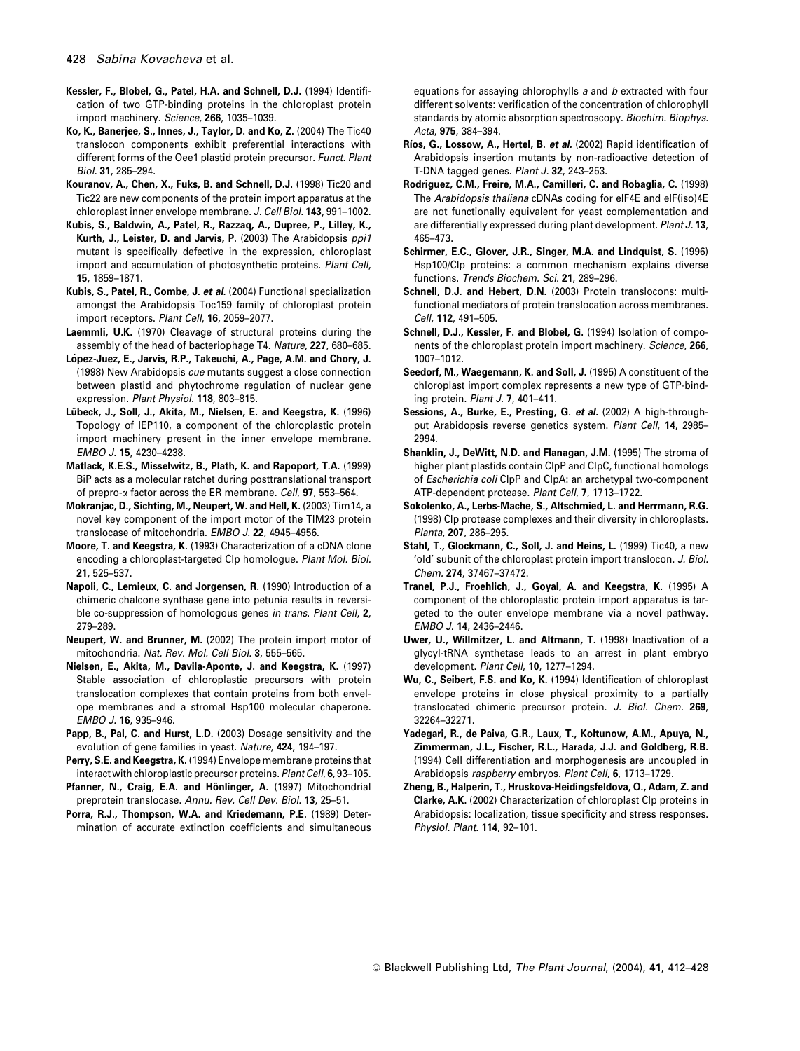**Kessler, F., Blobel, G., Patel, H.A. and Schnell, D.J.** (1994) Identification of two GTP-binding proteins in the chloroplast protein import machinery. *Science*, **266**, 1035–1039.

**Ko, K., Banerjee, S., Innes, J., Taylor, D. and Ko, Z.** (2004) The Tic40 translocon components exhibit preferential interactions with different forms of the Oee1 plastid protein precursor. *Funct. Plant Biol.* **31**, 285–294.

**Kouranov, A., Chen, X., Fuks, B. and Schnell, D.J.** (1998) Tic20 and Tic22 are new components of the protein import apparatus at the chloroplast inner envelope membrane. *J. Cell Biol.* **143**, 991–1002.

**Kubis, S., Baldwin, A., Patel, R., Razzaq, A., Dupree, P., Lilley, K., Kurth, J., Leister, D. and Jarvis, P.** (2003) The Arabidopsis *ppi1* mutant is specifically defective in the expression, chloroplast import and accumulation of photosynthetic proteins. *Plant Cell*, **15**, 1859–1871.

**Kubis, S., Patel, R., Combe, J. *et al.*** (2004) Functional specialization amongst the Arabidopsis Toc159 family of chloroplast protein import receptors. *Plant Cell*, **16**, 2059–2077.

**Laemmli, U.K.** (1970) Cleavage of structural proteins during the assembly of the head of bacteriophage T4. *Nature*, **227**, 680–685.

**López-Juez, E., Jarvis, R.P., Takeuchi, A., Page, A.M. and Chory, J.** (1998) New Arabidopsis *cue* mutants suggest a close connection between plastid and phytochrome regulation of nuclear gene expression. *Plant Physiol.* **118**, 803–815.

**Lübeck, J., Soll, J., Akita, M., Nielsen, E. and Keegstra, K.** (1996) Topology of IEP110, a component of the chloroplastic protein import machinery present in the inner envelope membrane. *EMBO J.* **15**, 4230–4238.

**Matlack, K.E.S., Misselwitz, B., Plath, K. and Rapoport, T.A.** (1999) BiP acts as a molecular ratchet during posttranslational transport of prepro-α factor across the ER membrane. *Cell*, **97**, 553–564.

**Mokranjac, D., Sichting, M., Neupert, W. and Hell, K.** (2003) Tim14, a novel key component of the import motor of the TIM23 protein translocase of mitochondria. *EMBO J.* **22**, 4945–4956.

**Moore, T. and Keegstra, K.** (1993) Characterization of a cDNA clone encoding a chloroplast-targeted Clp homologue. *Plant Mol. Biol.* **21**, 525–537.

**Napoli, C., Lemieux, C. and Jorgensen, R.** (1990) Introduction of a chimeric chalcone synthase gene into petunia results in reversible co-suppression of homologous genes *in trans*. *Plant Cell*, **2**, 279–289.

**Neupert, W. and Brunner, M.** (2002) The protein import motor of mitochondria. *Nat. Rev. Mol. Cell Biol.* **3**, 555–565.

**Nielsen, E., Akita, M., Davila-Aponte, J. and Keegstra, K.** (1997) Stable association of chloroplastic precursors with protein translocation complexes that contain proteins from both envelope membranes and a stromal Hsp100 molecular chaperone. *EMBO J.* **16**, 935–946.

**Papp, B., Pal, C. and Hurst, L.D.** (2003) Dosage sensitivity and the evolution of gene families in yeast. *Nature*, **424**, 194–197.

**Perry, S.E. and Keegstra, K.** (1994) Envelope membrane proteins that interact with chloroplastic precursor proteins. *Plant Cell*, **6**, 93–105.

**Pfanner, N., Craig, E.A. and Hönlinger, A.** (1997) Mitochondrial preprotein translocase. *Annu. Rev. Cell Dev. Biol.* **13**, 25–51.

**Porra, R.J., Thompson, W.A. and Kriedemann, P.E.** (1989) Determination of accurate extinction coefficients and simultaneous equations for assaying chlorophylls *a* and *b* extracted with four different solvents: verification of the concentration of chlorophyll standards by atomic absorption spectroscopy. *Biochim. Biophys. Acta*, **975**, 384–394.

**Ríos, G., Lossow, A., Hertel, B. *et al.*** (2002) Rapid identification of Arabidopsis insertion mutants by non-radioactive detection of T-DNA tagged genes. *Plant J.* **32**, 243–253.

**Rodriguez, C.M., Freire, M.A., Camilleri, C. and Robaglia, C.** (1998) The *Arabidopsis thaliana* cDNAs coding for eIF4E and eIF(iso)4E are not functionally equivalent for yeast complementation and are differentially expressed during plant development. *Plant J.* **13**, 465–473.

**Schirmer, E.C., Glover, J.R., Singer, M.A. and Lindquist, S.** (1996) Hsp100/Clp proteins: a common mechanism explains diverse functions. *Trends Biochem. Sci.* **21**, 289–296.

**Schnell, D.J. and Hebert, D.N.** (2003) Protein translocons: multifunctional mediators of protein translocation across membranes. *Cell*, **112**, 491–505.

**Schnell, D.J., Kessler, F. and Blobel, G.** (1994) Isolation of components of the chloroplast protein import machinery. *Science*, **266**, 1007–1012.

**Seedorf, M., Waegemann, K. and Soll, J.** (1995) A constituent of the chloroplast import complex represents a new type of GTP-binding protein. *Plant J.* **7**, 401–411.

**Sessions, A., Burke, E., Presting, G. *et al.*** (2002) A high-throughput Arabidopsis reverse genetics system. *Plant Cell*, **14**, 2985–2994.

**Shanklin, J., DeWitt, N.D. and Flanagan, J.M.** (1995) The stroma of higher plant plastids contain ClpP and ClpC, functional homologs of *Escherichia coli* ClpP and ClpA: an archetypal two-component ATP-dependent protease. *Plant Cell*, **7**, 1713–1722.

**Sokolenko, A., Lerbs-Mache, S., Altschmied, L. and Herrmann, R.G.** (1998) Clp protease complexes and their diversity in chloroplasts. *Planta*, **207**, 286–295.

**Stahl, T., Glockmann, C., Soll, J. and Heins, L.** (1999) Tic40, a new 'old' subunit of the chloroplast protein import translocon. *J. Biol. Chem.* **274**, 37467–37472.

**Tranel, P.J., Froehlich, J., Goyal, A. and Keegstra, K.** (1995) A component of the chloroplastic protein import apparatus is targeted to the outer envelope membrane via a novel pathway. *EMBO J.* **14**, 2436–2446.

**Uwer, U., Willmitzer, L. and Altmann, T.** (1998) Inactivation of a glycyl-tRNA synthetase leads to an arrest in plant embryo development. *Plant Cell*, **10**, 1277–1294.

**Wu, C., Seibert, F.S. and Ko, K.** (1994) Identification of chloroplast envelope proteins in close physical proximity to a partially translocated chimeric precursor protein. *J. Biol. Chem.* **269**, 32264–32271.

**Yadegari, R., de Paiva, G.R., Laux, T., Koltunow, A.M., Apuya, N., Zimmerman, J.L., Fischer, R.L., Harada, J.J. and Goldberg, R.B.** (1994) Cell differentiation and morphogenesis are uncoupled in Arabidopsis *raspberry* embryos. *Plant Cell*, **6**, 1713–1729.

**Zheng, B., Halperin, T., Hruskova-Heidingsfeldova, O., Adam, Z. and Clarke, A.K.** (2002) Characterization of chloroplast Clp proteins in Arabidopsis: localization, tissue specificity and stress responses. *Physiol. Plant.* **114**, 92–101.